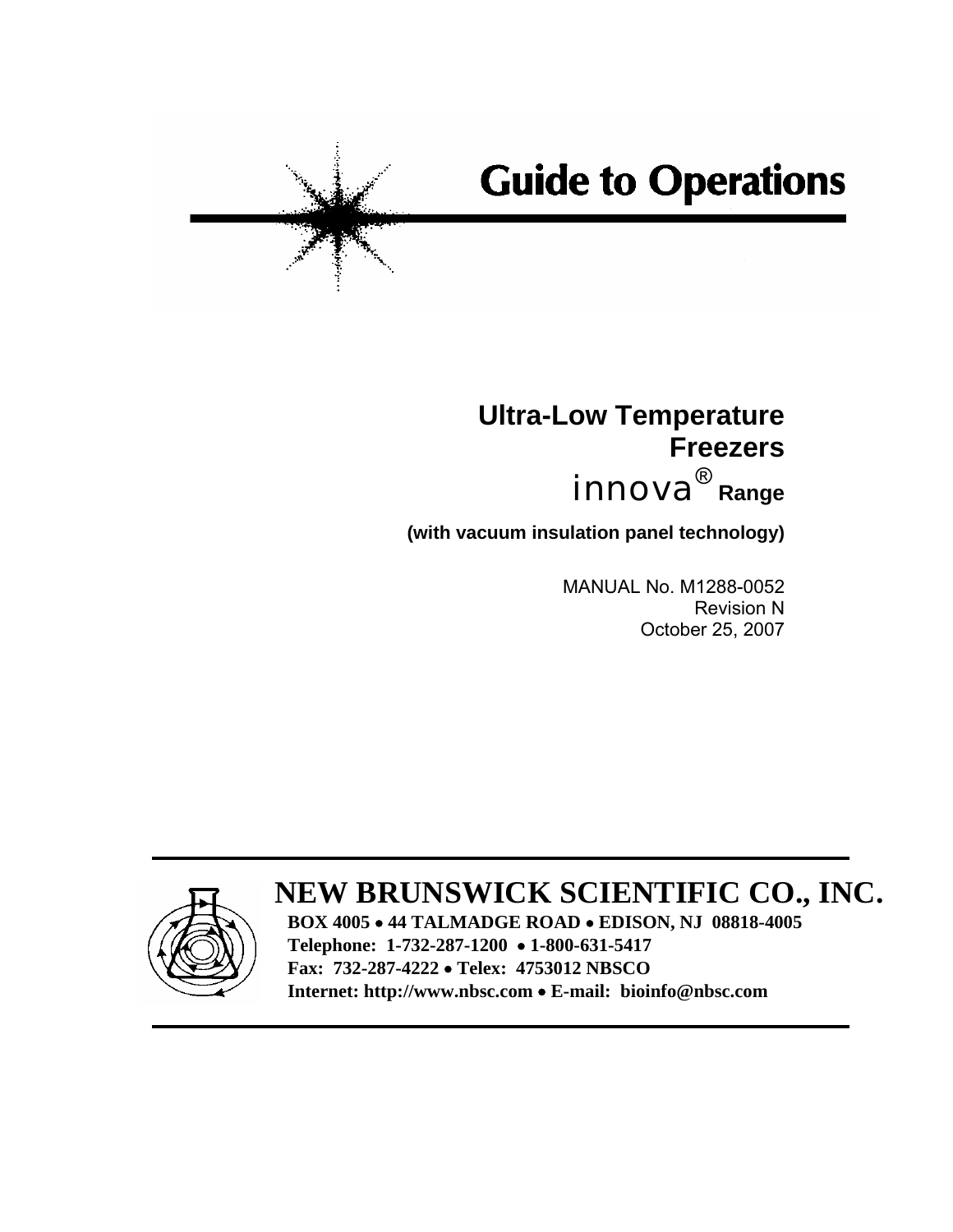# Guide to Operations

## Ultra-Low Temperature Freezers

## innova® Range

**(with vacuum insulation panel technology)**

MANUAL No. M1288-0052
Revision N
October 25, 2007

---

**NEW BRUNSWICK SCIENTIFIC CO., INC.**

**BOX 4005 • 44 TALMADGE ROAD • EDISON, NJ 08818-4005**
**Telephone: 1-732-287-1200 • 1-800-631-5417**
**Fax: 732-287-4222 • Telex: 4753012 NBSCO**
**Internet: http://www.nbsc.com • E-mail: bioinfo@nbsc.com**

---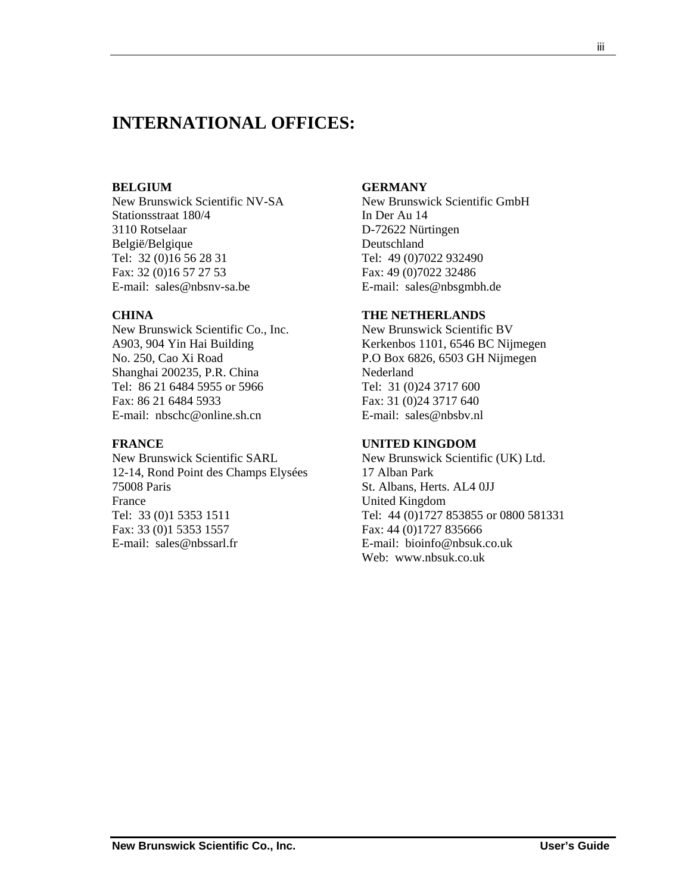# INTERNATIONAL OFFICES:

**BELGIUM**
New Brunswick Scientific NV-SA
Stationsstraat 180/4
3110 Rotselaar
België/Belgique
Tel: 32 (0)16 56 28 31
Fax: 32 (0)16 57 27 53
E-mail: sales@nbsnv-sa.be

**CHINA**
New Brunswick Scientific Co., Inc.
A903, 904 Yin Hai Building
No. 250, Cao Xi Road
Shanghai 200235, P.R. China
Tel: 86 21 6484 5955 or 5966
Fax: 86 21 6484 5933
E-mail: nbschc@online.sh.cn

**FRANCE**
New Brunswick Scientific SARL
12-14, Rond Point des Champs Elysées
75008 Paris
France
Tel: 33 (0)1 5353 1511
Fax: 33 (0)1 5353 1557
E-mail: sales@nbssarl.fr

**GERMANY**
New Brunswick Scientific GmbH
In Der Au 14
D-72622 Nürtingen
Deutschland
Tel: 49 (0)7022 932490
Fax: 49 (0)7022 32486
E-mail: sales@nbsgmbh.de

**THE NETHERLANDS**
New Brunswick Scientific BV
Kerkenbos 1101, 6546 BC Nijmegen
P.O Box 6826, 6503 GH Nijmegen
Nederland
Tel: 31 (0)24 3717 600
Fax: 31 (0)24 3717 640
E-mail: sales@nbsbv.nl

**UNITED KINGDOM**
New Brunswick Scientific (UK) Ltd.
17 Alban Park
St. Albans, Herts. AL4 0JJ
United Kingdom
Tel: 44 (0)1727 853855 or 0800 581331
Fax: 44 (0)1727 835666
E-mail: bioinfo@nbsuk.co.uk
Web: www.nbsuk.co.uk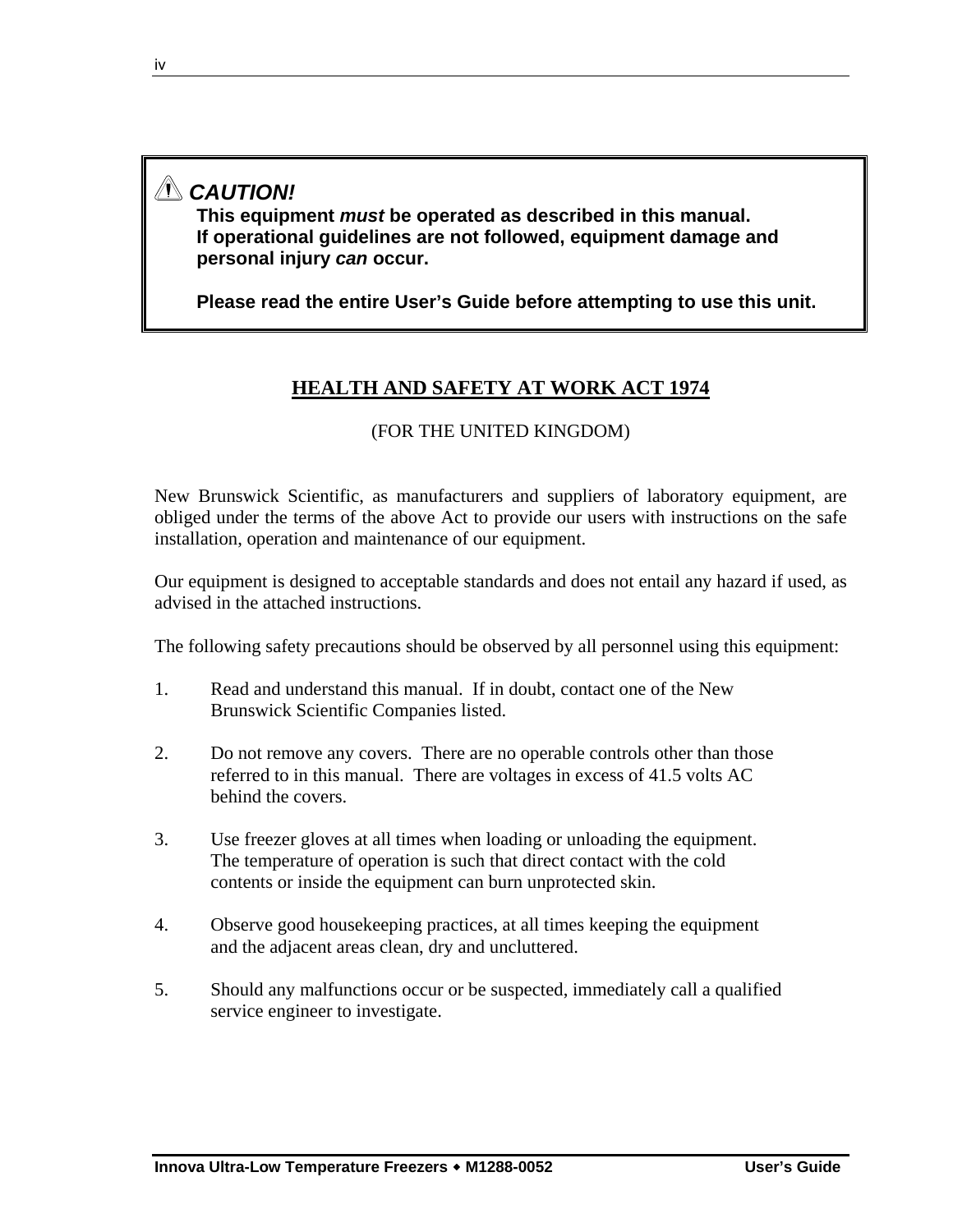⚠ ***CAUTION!***

**This equipment *must* be operated as described in this manual.**
**If operational guidelines are not followed, equipment damage and personal injury *can* occur.**

**Please read the entire User's Guide before attempting to use this unit.**

## HEALTH AND SAFETY AT WORK ACT 1974

(FOR THE UNITED KINGDOM)

New Brunswick Scientific, as manufacturers and suppliers of laboratory equipment, are obliged under the terms of the above Act to provide our users with instructions on the safe installation, operation and maintenance of our equipment.

Our equipment is designed to acceptable standards and does not entail any hazard if used, as advised in the attached instructions.

The following safety precautions should be observed by all personnel using this equipment:

1. Read and understand this manual. If in doubt, contact one of the New Brunswick Scientific Companies listed.

2. Do not remove any covers. There are no operable controls other than those referred to in this manual. There are voltages in excess of 41.5 volts AC behind the covers.

3. Use freezer gloves at all times when loading or unloading the equipment. The temperature of operation is such that direct contact with the cold contents or inside the equipment can burn unprotected skin.

4. Observe good housekeeping practices, at all times keeping the equipment and the adjacent areas clean, dry and uncluttered.

5. Should any malfunctions occur or be suspected, immediately call a qualified service engineer to investigate.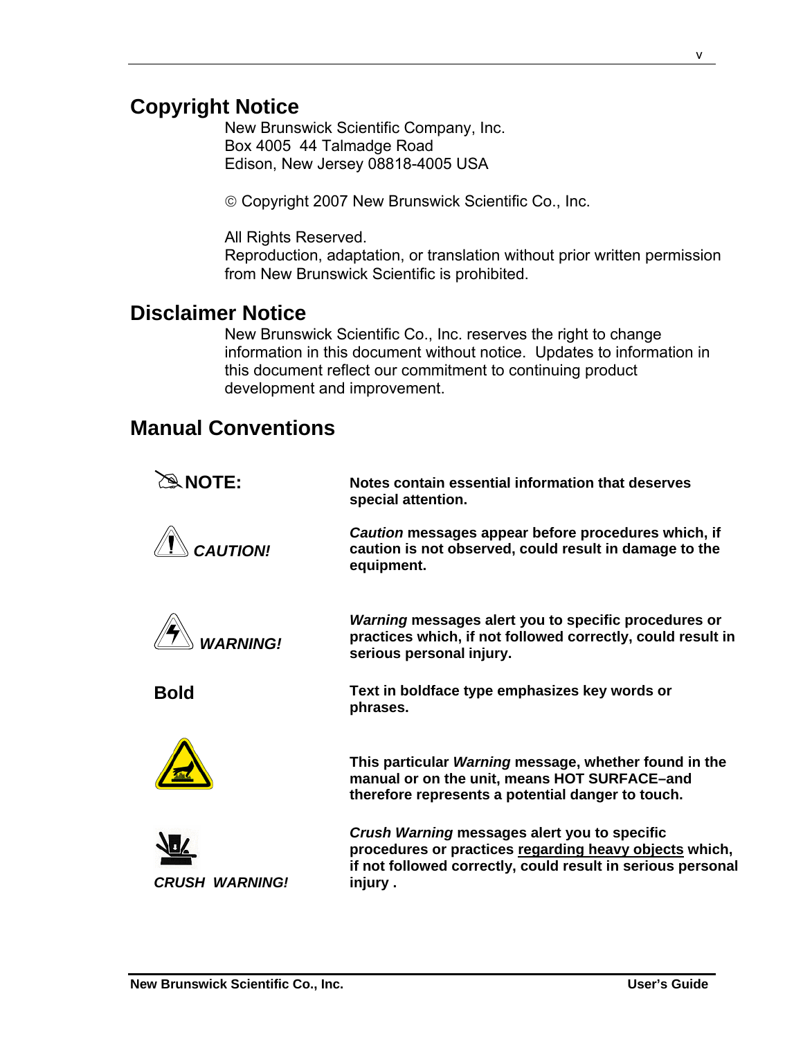## Copyright Notice

New Brunswick Scientific Company, Inc.
Box 4005  44 Talmadge Road
Edison, New Jersey 08818-4005 USA

© Copyright 2007 New Brunswick Scientific Co., Inc.

All Rights Reserved.
Reproduction, adaptation, or translation without prior written permission from New Brunswick Scientific is prohibited.

## Disclaimer Notice

New Brunswick Scientific Co., Inc. reserves the right to change information in this document without notice.  Updates to information in this document reflect our commitment to continuing product development and improvement.

## Manual Conventions

| | |
|---|---|
| **NOTE:** | **Notes contain essential information that deserves special attention.** |
| ***CAUTION!*** | ***Caution*** **messages appear before procedures which, if caution is not observed, could result in damage to the equipment.** |
| ***WARNING!*** | ***Warning*** **messages alert you to specific procedures or practices which, if not followed correctly, could result in serious personal injury.** |
| **Bold** | **Text in boldface type emphasizes key words or phrases.** |
| | **This particular *Warning* message, whether found in the manual or on the unit, means HOT SURFACE–and therefore represents a potential danger to touch.** |
| ***CRUSH  WARNING!*** | ***Crush Warning*** **messages alert you to specific procedures or practices regarding heavy objects which, if not followed correctly, could result in serious personal injury .** |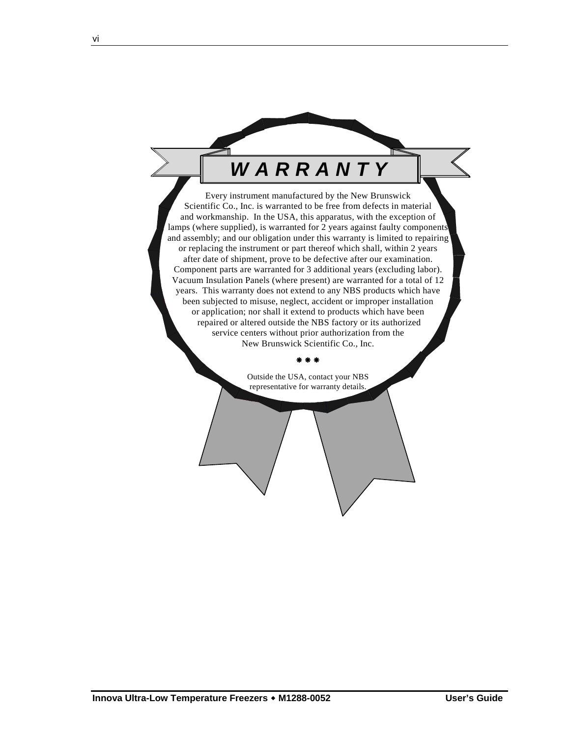# WARRANTY

Every instrument manufactured by the New Brunswick Scientific Co., Inc. is warranted to be free from defects in material and workmanship. In the USA, this apparatus, with the exception of lamps (where supplied), is warranted for 2 years against faulty components and assembly; and our obligation under this warranty is limited to repairing or replacing the instrument or part thereof which shall, within 2 years after date of shipment, prove to be defective after our examination. Component parts are warranted for 3 additional years (excluding labor). Vacuum Insulation Panels (where present) are warranted for a total of 12 years. This warranty does not extend to any NBS products which have been subjected to misuse, neglect, accident or improper installation or application; nor shall it extend to products which have been repaired or altered outside the NBS factory or its authorized service centers without prior authorization from the New Brunswick Scientific Co., Inc.

❋ ❋ ❋

Outside the USA, contact your NBS representative for warranty details.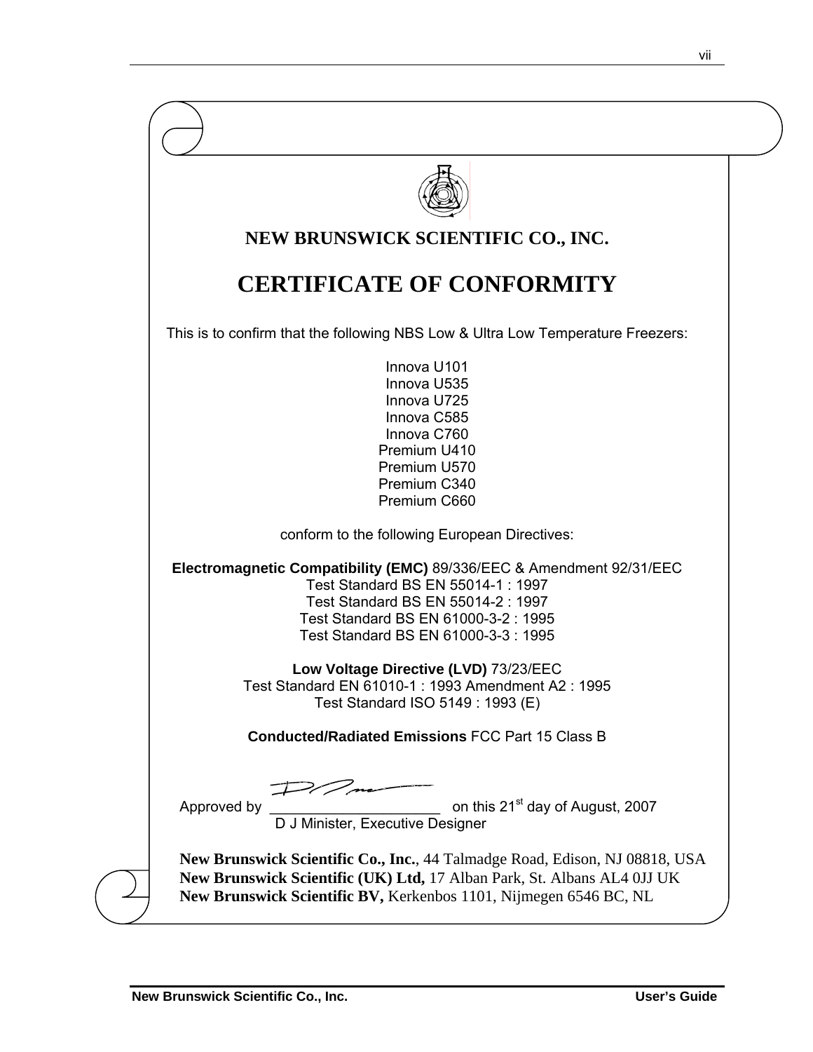# NEW BRUNSWICK SCIENTIFIC CO., INC.

# CERTIFICATE OF CONFORMITY

This is to confirm that the following NBS Low & Ultra Low Temperature Freezers:

Innova U101
Innova U535
Innova U725
Innova C585
Innova C760
Premium U410
Premium U570
Premium C340
Premium C660

conform to the following European Directives:

**Electromagnetic Compatibility (EMC)** 89/336/EEC & Amendment 92/31/EEC
Test Standard BS EN 55014-1 : 1997
Test Standard BS EN 55014-2 : 1997
Test Standard BS EN 61000-3-2 : 1995
Test Standard BS EN 61000-3-3 : 1995

**Low Voltage Directive (LVD)** 73/23/EEC
Test Standard EN 61010-1 : 1993 Amendment A2 : 1995
Test Standard ISO 5149 : 1993 (E)

**Conducted/Radiated Emissions** FCC Part 15 Class B

Approved by ____________________ on this 21st day of August, 2007
D J Minister, Executive Designer

**New Brunswick Scientific Co., Inc.**, 44 Talmadge Road, Edison, NJ 08818, USA
**New Brunswick Scientific (UK) Ltd,** 17 Alban Park, St. Albans AL4 0JJ UK
**New Brunswick Scientific BV,** Kerkenbos 1101, Nijmegen 6546 BC, NL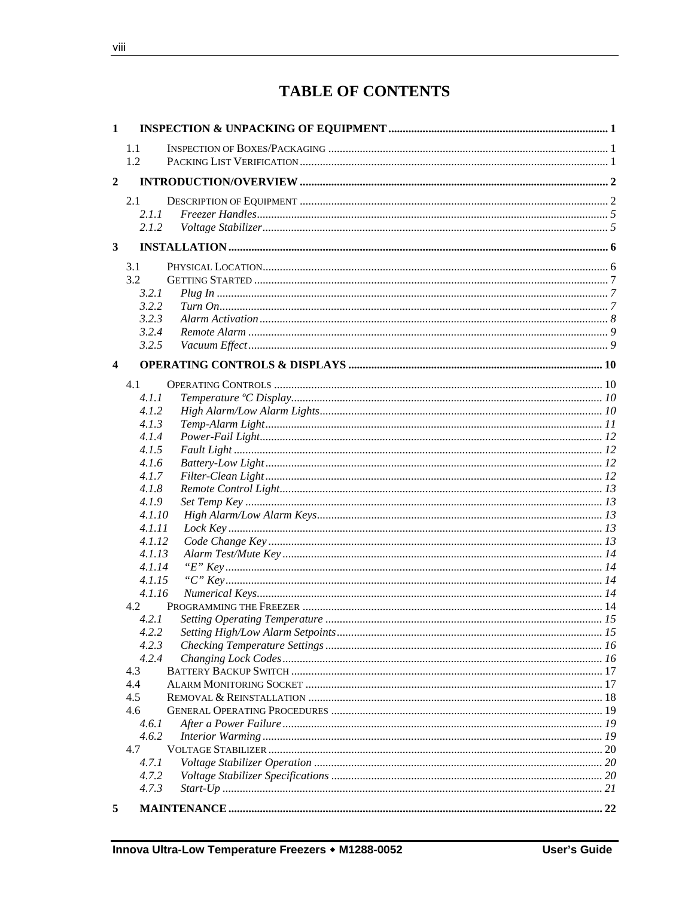# TABLE OF CONTENTS

**1 INSPECTION & UNPACKING OF EQUIPMENT** ........ 1

- 1.1 INSPECTION OF BOXES/PACKAGING ........ 1
- 1.2 PACKING LIST VERIFICATION ........ 1

**2 INTRODUCTION/OVERVIEW** ........ 2

- 2.1 DESCRIPTION OF EQUIPMENT ........ 2
  - *2.1.1 Freezer Handles* ........ 5
  - *2.1.2 Voltage Stabilizer* ........ 5

**3 INSTALLATION** ........ 6

- 3.1 PHYSICAL LOCATION ........ 6
- 3.2 GETTING STARTED ........ 7
  - *3.2.1 Plug In* ........ 7
  - *3.2.2 Turn On* ........ 7
  - *3.2.3 Alarm Activation* ........ 8
  - *3.2.4 Remote Alarm* ........ 9
  - *3.2.5 Vacuum Effect* ........ 9

**4 OPERATING CONTROLS & DISPLAYS** ........ 10

- 4.1 OPERATING CONTROLS ........ 10
  - *4.1.1 Temperature ºC Display* ........ 10
  - *4.1.2 High Alarm/Low Alarm Lights* ........ 10
  - *4.1.3 Temp-Alarm Light* ........ 11
  - *4.1.4 Power-Fail Light* ........ 12
  - *4.1.5 Fault Light* ........ 12
  - *4.1.6 Battery-Low Light* ........ 12
  - *4.1.7 Filter-Clean Light* ........ 12
  - *4.1.8 Remote Control Light* ........ 13
  - *4.1.9 Set Temp Key* ........ 13
  - *4.1.10 High Alarm/Low Alarm Keys* ........ 13
  - *4.1.11 Lock Key* ........ 13
  - *4.1.12 Code Change Key* ........ 13
  - *4.1.13 Alarm Test/Mute Key* ........ 14
  - *4.1.14 "E" Key* ........ 14
  - *4.1.15 "C" Key* ........ 14
  - *4.1.16 Numerical Keys* ........ 14
- 4.2 PROGRAMMING THE FREEZER ........ 14
  - *4.2.1 Setting Operating Temperature* ........ 15
  - *4.2.2 Setting High/Low Alarm Setpoints* ........ 15
  - *4.2.3 Checking Temperature Settings* ........ 16
  - *4.2.4 Changing Lock Codes* ........ 16
- 4.3 BATTERY BACKUP SWITCH ........ 17
- 4.4 ALARM MONITORING SOCKET ........ 17
- 4.5 REMOVAL & REINSTALLATION ........ 18
- 4.6 GENERAL OPERATING PROCEDURES ........ 19
  - *4.6.1 After a Power Failure* ........ 19
  - *4.6.2 Interior Warming* ........ 19
- 4.7 VOLTAGE STABILIZER ........ 20
  - *4.7.1 Voltage Stabilizer Operation* ........ 20
  - *4.7.2 Voltage Stabilizer Specifications* ........ 20
  - *4.7.3 Start-Up* ........ 21

**5 MAINTENANCE** ........ 22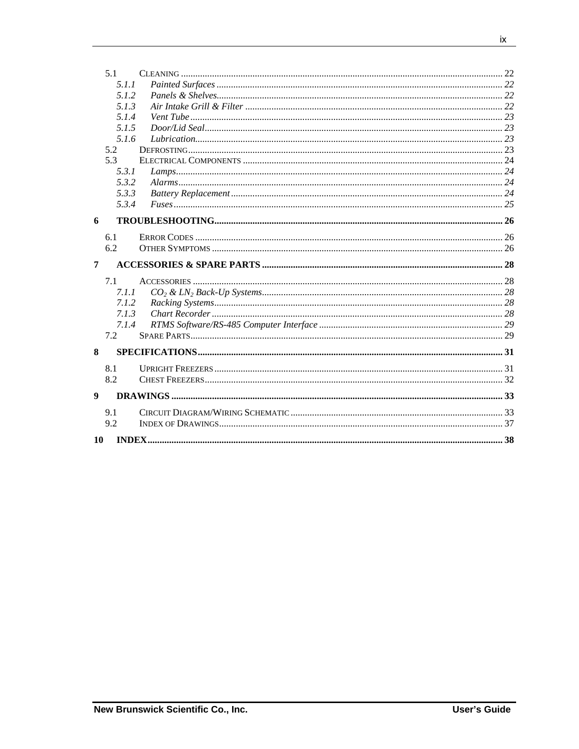5.1 CLEANING ........ 22
- *5.1.1 Painted Surfaces* ........ 22
- *5.1.2 Panels & Shelves* ........ 22
- *5.1.3 Air Intake Grill & Filter* ........ 22
- *5.1.4 Vent Tube* ........ 23
- *5.1.5 Door/Lid Seal* ........ 23
- *5.1.6 Lubrication* ........ 23

5.2 DEFROSTING ........ 23

5.3 ELECTRICAL COMPONENTS ........ 24
- *5.3.1 Lamps* ........ 24
- *5.3.2 Alarms* ........ 24
- *5.3.3 Battery Replacement* ........ 24
- *5.3.4 Fuses* ........ 25

**6 TROUBLESHOOTING ........ 26**

6.1 ERROR CODES ........ 26

6.2 OTHER SYMPTOMS ........ 26

**7 ACCESSORIES & SPARE PARTS ........ 28**

7.1 ACCESSORIES ........ 28
- *7.1.1 $CO_2$ & $LN_2$ Back-Up Systems* ........ 28
- *7.1.2 Racking Systems* ........ 28
- *7.1.3 Chart Recorder* ........ 28
- *7.1.4 RTMS Software/RS-485 Computer Interface* ........ 29

7.2 SPARE PARTS ........ 29

**8 SPECIFICATIONS ........ 31**

8.1 UPRIGHT FREEZERS ........ 31

8.2 CHEST FREEZERS ........ 32

**9 DRAWINGS ........ 33**

9.1 CIRCUIT DIAGRAM/WIRING SCHEMATIC ........ 33

9.2 INDEX OF DRAWINGS ........ 37

**10 INDEX ........ 38**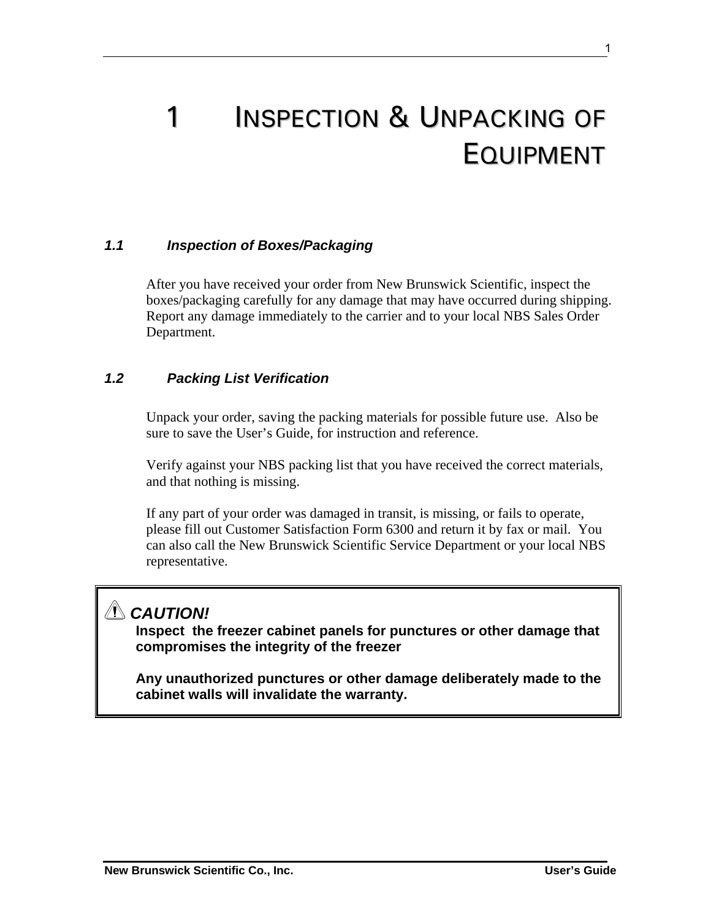# 1 INSPECTION & UNPACKING OF EQUIPMENT

### *1.1 Inspection of Boxes/Packaging*

After you have received your order from New Brunswick Scientific, inspect the boxes/packaging carefully for any damage that may have occurred during shipping. Report any damage immediately to the carrier and to your local NBS Sales Order Department.

### *1.2 Packing List Verification*

Unpack your order, saving the packing materials for possible future use. Also be sure to save the User's Guide, for instruction and reference.

Verify against your NBS packing list that you have received the correct materials, and that nothing is missing.

If any part of your order was damaged in transit, is missing, or fails to operate, please fill out Customer Satisfaction Form 6300 and return it by fax or mail. You can also call the New Brunswick Scientific Service Department or your local NBS representative.

> ⚠ ***CAUTION!***
>
> **Inspect the freezer cabinet panels for punctures or other damage that compromises the integrity of the freezer**
>
> **Any unauthorized punctures or other damage deliberately made to the cabinet walls will invalidate the warranty.**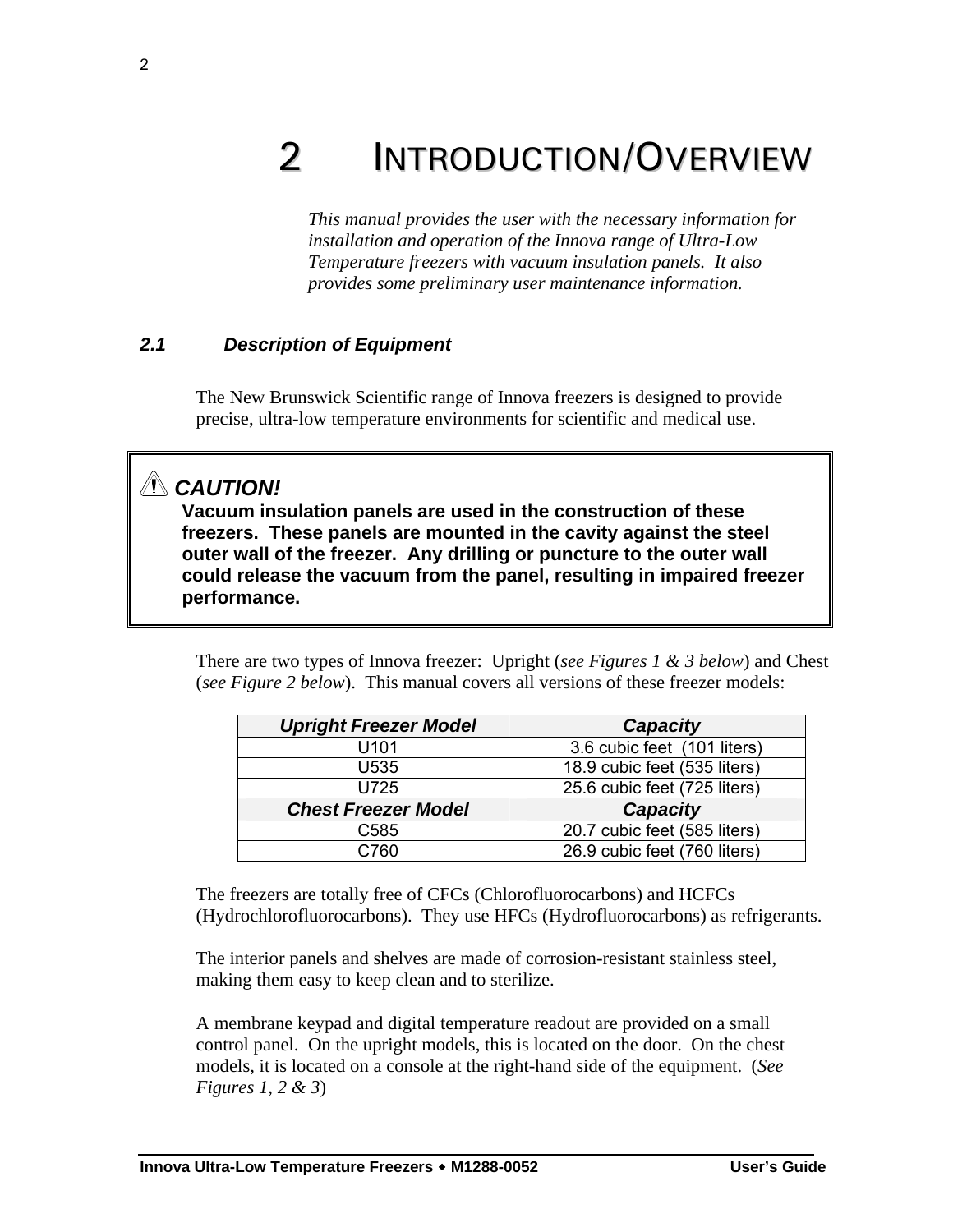# 2 INTRODUCTION/OVERVIEW

*This manual provides the user with the necessary information for installation and operation of the Innova range of Ultra-Low Temperature freezers with vacuum insulation panels. It also provides some preliminary user maintenance information.*

### 2.1 Description of Equipment

The New Brunswick Scientific range of Innova freezers is designed to provide precise, ultra-low temperature environments for scientific and medical use.

> ⚠ ***CAUTION!***
> **Vacuum insulation panels are used in the construction of these freezers. These panels are mounted in the cavity against the steel outer wall of the freezer. Any drilling or puncture to the outer wall could release the vacuum from the panel, resulting in impaired freezer performance.**

There are two types of Innova freezer: Upright (*see Figures 1 & 3 below*) and Chest (*see Figure 2 below*). This manual covers all versions of these freezer models:

| ***Upright Freezer Model*** | ***Capacity*** |
|---|---|
| U101 | 3.6 cubic feet (101 liters) |
| U535 | 18.9 cubic feet (535 liters) |
| U725 | 25.6 cubic feet (725 liters) |
| ***Chest Freezer Model*** | ***Capacity*** |
| C585 | 20.7 cubic feet (585 liters) |
| C760 | 26.9 cubic feet (760 liters) |

The freezers are totally free of CFCs (Chlorofluorocarbons) and HCFCs (Hydrochlorofluorocarbons). They use HFCs (Hydrofluorocarbons) as refrigerants.

The interior panels and shelves are made of corrosion-resistant stainless steel, making them easy to keep clean and to sterilize.

A membrane keypad and digital temperature readout are provided on a small control panel. On the upright models, this is located on the door. On the chest models, it is located on a console at the right-hand side of the equipment. (*See Figures 1, 2 & 3*)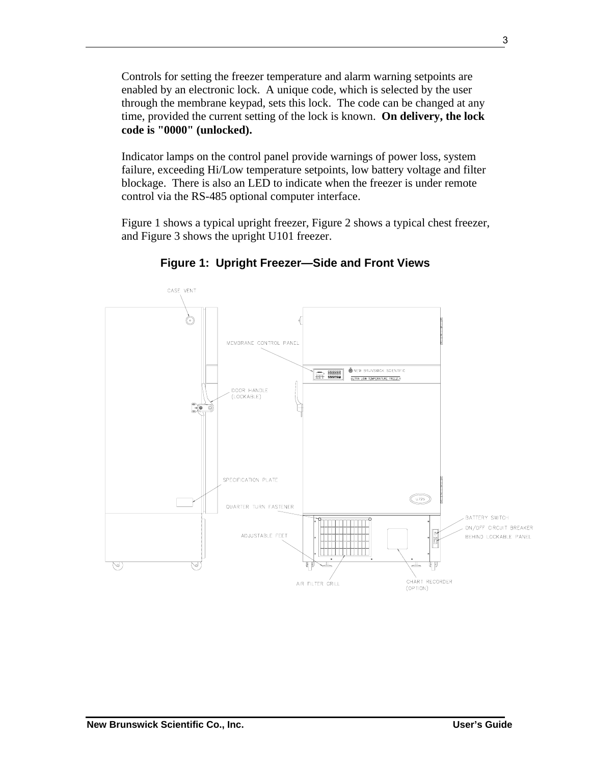Controls for setting the freezer temperature and alarm warning setpoints are enabled by an electronic lock. A unique code, which is selected by the user through the membrane keypad, sets this lock. The code can be changed at any time, provided the current setting of the lock is known. **On delivery, the lock code is "0000" (unlocked).**

Indicator lamps on the control panel provide warnings of power loss, system failure, exceeding Hi/Low temperature setpoints, low battery voltage and filter blockage. There is also an LED to indicate when the freezer is under remote control via the RS-485 optional computer interface.

Figure 1 shows a typical upright freezer, Figure 2 shows a typical chest freezer, and Figure 3 shows the upright U101 freezer.

**Figure 1: Upright Freezer—Side and Front Views**

CASE VENT

MEMBRANE CONTROL PANEL

DOOR HANDLE (LOCKABLE)

SPECIFICATION PLATE

QUARTER TURN FASTENER

ADJUSTABLE FEET

AIR FILTER GRILL

CHART RECORDER (OPTION)

BATTERY SWITCH

ON/OFF CIRCUIT BREAKER BEHIND LOCKABLE PANEL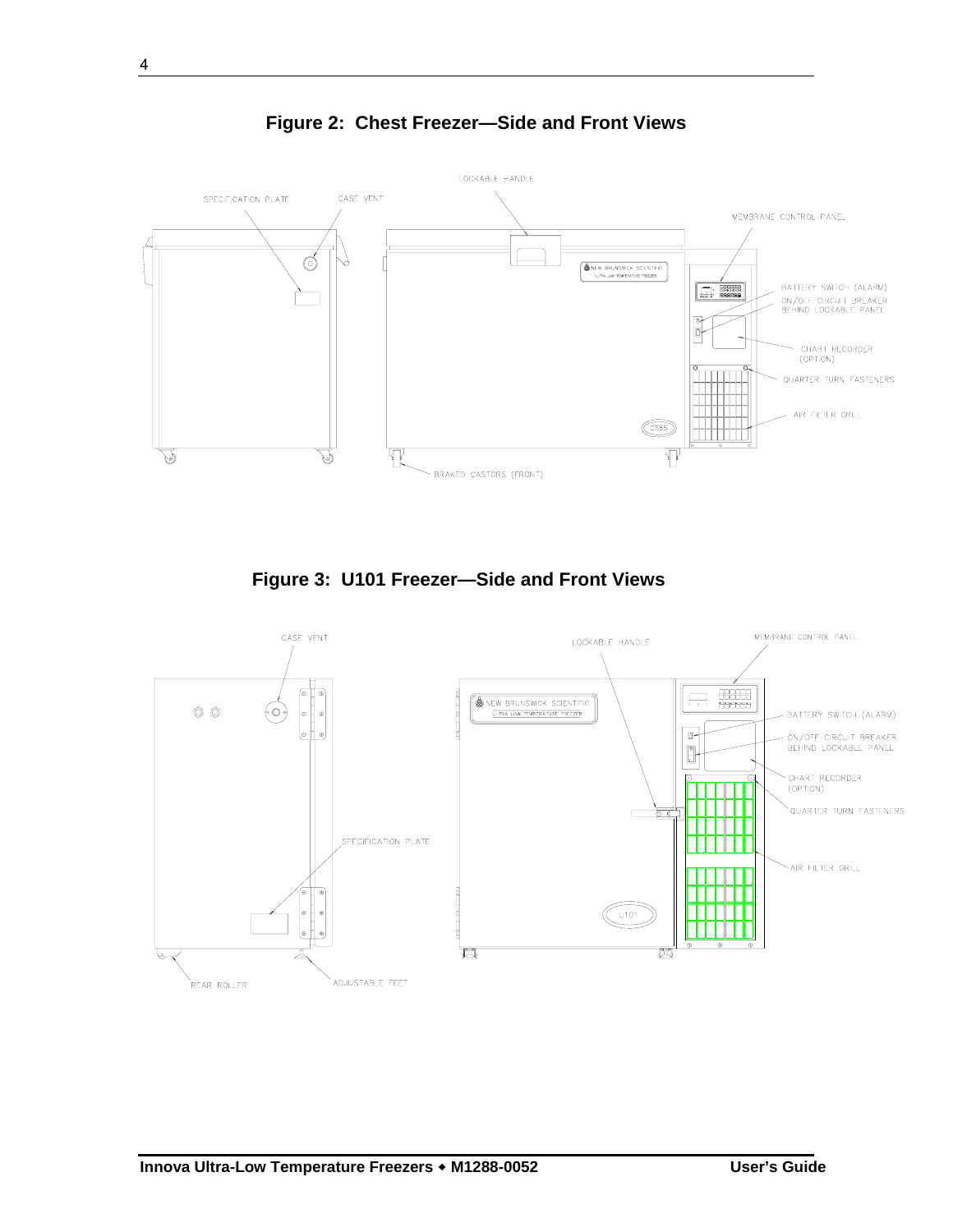**Figure 2: Chest Freezer—Side and Front Views**

SPECIFICATION PLATE

CASE VENT

LOCKABLE HANDLE

MEMBRANE CONTROL PANEL

BATTERY SWITCH (ALARM)

ON/OFF CIRCUIT BREAKER BEHIND LOCKABLE PANEL

CHART RECORDER (OPTION)

QUARTER TURN FASTENERS

AIR FILTER GRILL

BRAKED CASTORS (FRONT)

**Figure 3: U101 Freezer—Side and Front Views**

CASE VENT

LOCKABLE HANDLE

MEMBRANE CONTROL PANEL

BATTERY SWITCH (ALARM)

ON/OFF CIRCUIT BREAKER BEHIND LOCKABLE PANEL

CHART RECORDER (OPTION)

QUARTER TURN FASTENERS

SPECIFICATION PLATE

AIR FILTER GRILL

REAR ROLLER

ADJUSTABLE FEET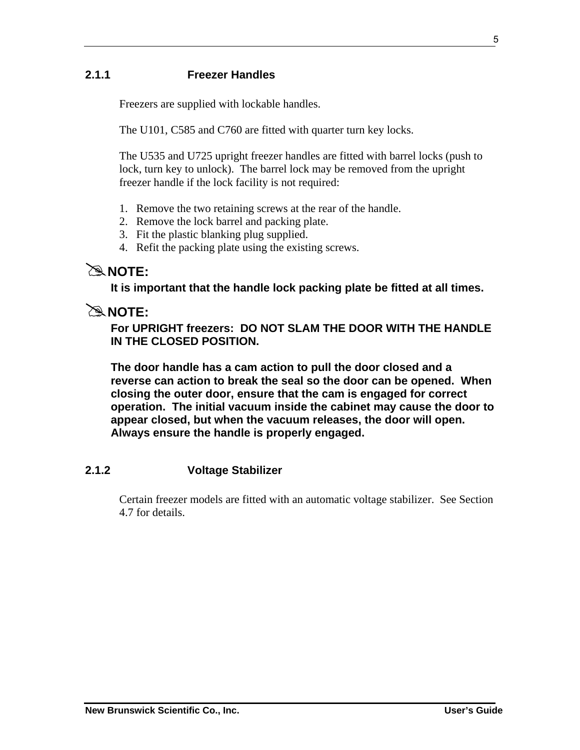### 2.1.1 Freezer Handles

Freezers are supplied with lockable handles.

The U101, C585 and C760 are fitted with quarter turn key locks.

The U535 and U725 upright freezer handles are fitted with barrel locks (push to lock, turn key to unlock). The barrel lock may be removed from the upright freezer handle if the lock facility is not required:

1. Remove the two retaining screws at the rear of the handle.
2. Remove the lock barrel and packing plate.
3. Fit the plastic blanking plug supplied.
4. Refit the packing plate using the existing screws.

✎**NOTE:**

**It is important that the handle lock packing plate be fitted at all times.**

✎**NOTE:**

**For UPRIGHT freezers: DO NOT SLAM THE DOOR WITH THE HANDLE IN THE CLOSED POSITION.**

**The door handle has a cam action to pull the door closed and a reverse can action to break the seal so the door can be opened. When closing the outer door, ensure that the cam is engaged for correct operation. The initial vacuum inside the cabinet may cause the door to appear closed, but when the vacuum releases, the door will open. Always ensure the handle is properly engaged.**

### 2.1.2 Voltage Stabilizer

Certain freezer models are fitted with an automatic voltage stabilizer. See Section 4.7 for details.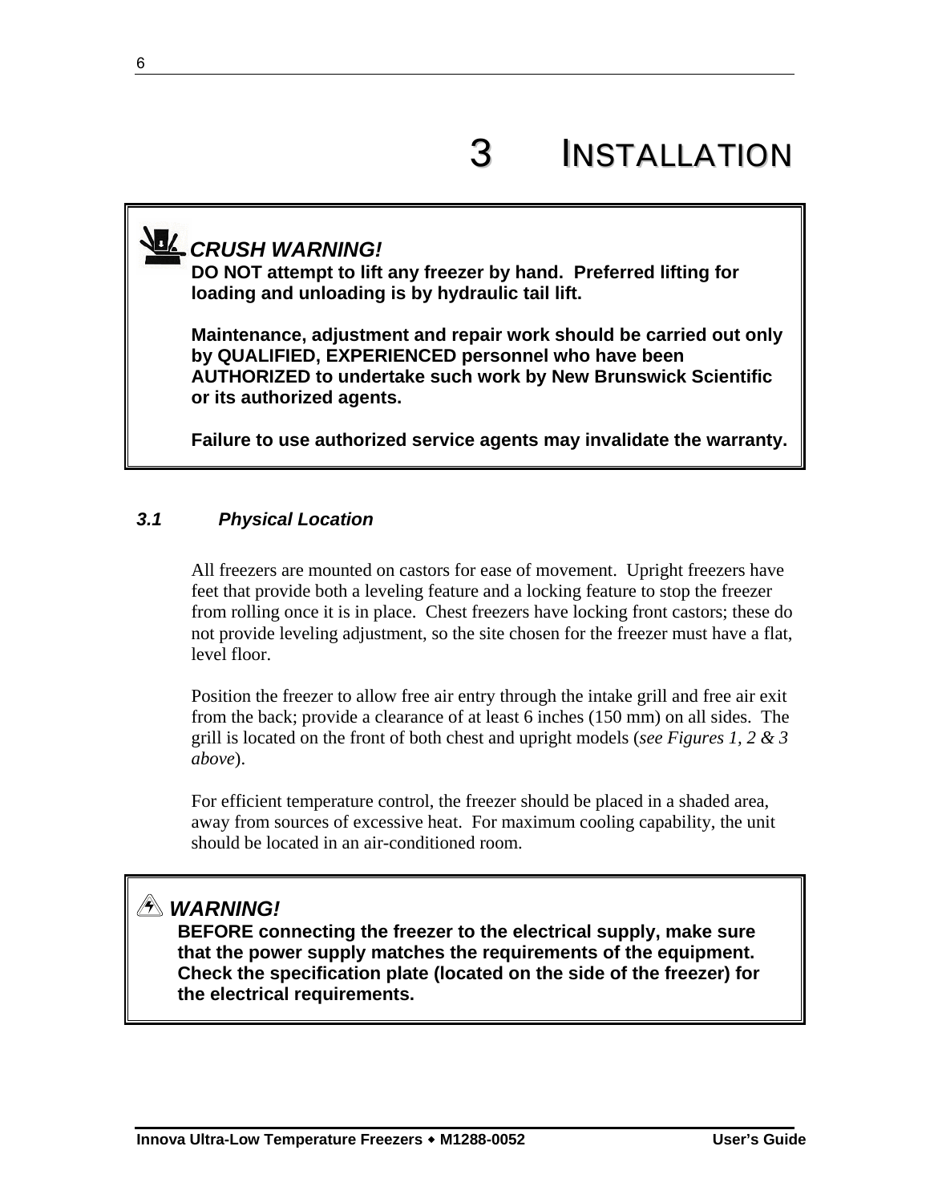# 3 INSTALLATION

> **CRUSH WARNING!**
> **DO NOT attempt to lift any freezer by hand. Preferred lifting for loading and unloading is by hydraulic tail lift.**
>
> **Maintenance, adjustment and repair work should be carried out only by QUALIFIED, EXPERIENCED personnel who have been AUTHORIZED to undertake such work by New Brunswick Scientific or its authorized agents.**
>
> **Failure to use authorized service agents may invalidate the warranty.**

### *3.1 Physical Location*

All freezers are mounted on castors for ease of movement. Upright freezers have feet that provide both a leveling feature and a locking feature to stop the freezer from rolling once it is in place. Chest freezers have locking front castors; these do not provide leveling adjustment, so the site chosen for the freezer must have a flat, level floor.

Position the freezer to allow free air entry through the intake grill and free air exit from the back; provide a clearance of at least 6 inches (150 mm) on all sides. The grill is located on the front of both chest and upright models (*see Figures 1, 2 & 3 above*).

For efficient temperature control, the freezer should be placed in a shaded area, away from sources of excessive heat. For maximum cooling capability, the unit should be located in an air-conditioned room.

> ***WARNING!***
> **BEFORE connecting the freezer to the electrical supply, make sure that the power supply matches the requirements of the equipment. Check the specification plate (located on the side of the freezer) for the electrical requirements.**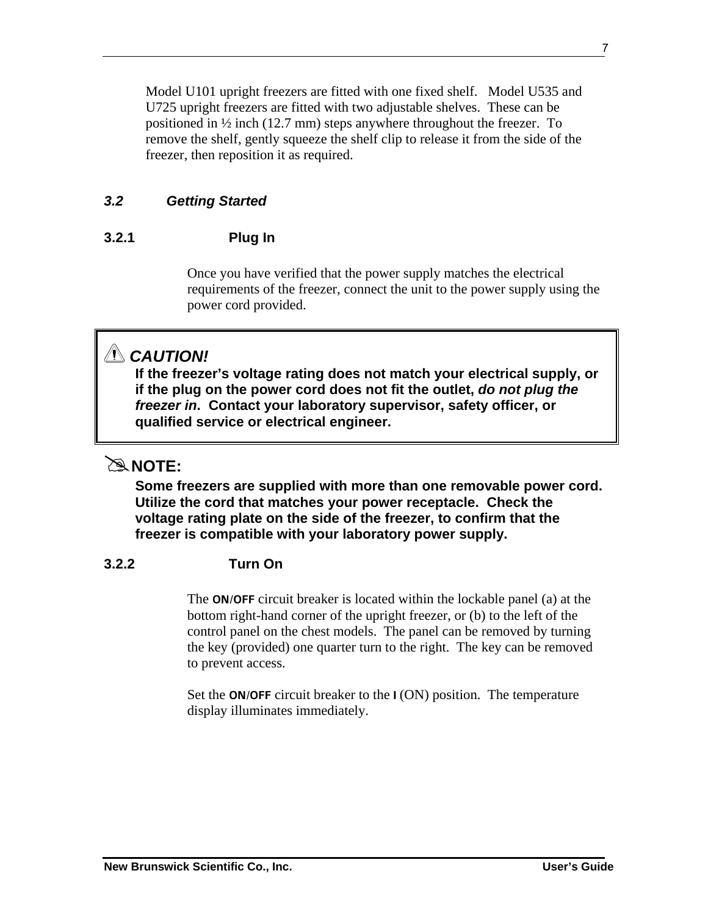Model U101 upright freezers are fitted with one fixed shelf. Model U535 and U725 upright freezers are fitted with two adjustable shelves. These can be positioned in ½ inch (12.7 mm) steps anywhere throughout the freezer. To remove the shelf, gently squeeze the shelf clip to release it from the side of the freezer, then reposition it as required.

### *3.2 Getting Started*

#### 3.2.1 Plug In

Once you have verified that the power supply matches the electrical requirements of the freezer, connect the unit to the power supply using the power cord provided.

> ⚠ ***CAUTION!***
>
> **If the freezer's voltage rating does not match your electrical supply, or if the plug on the power cord does not fit the outlet, *do not plug the freezer in*. Contact your laboratory supervisor, safety officer, or qualified service or electrical engineer.**

✎ **NOTE:**

**Some freezers are supplied with more than one removable power cord. Utilize the cord that matches your power receptacle. Check the voltage rating plate on the side of the freezer, to confirm that the freezer is compatible with your laboratory power supply.**

#### 3.2.2 Turn On

The **ON/OFF** circuit breaker is located within the lockable panel (a) at the bottom right-hand corner of the upright freezer, or (b) to the left of the control panel on the chest models. The panel can be removed by turning the key (provided) one quarter turn to the right. The key can be removed to prevent access.

Set the **ON/OFF** circuit breaker to the **I** (ON) position. The temperature display illuminates immediately.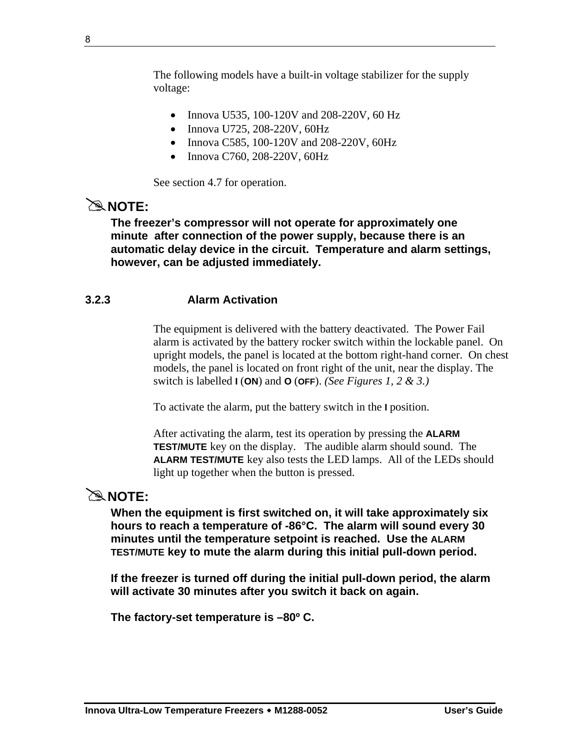The following models have a built-in voltage stabilizer for the supply voltage:

- Innova U535, 100-120V and 208-220V, 60 Hz
- Innova U725, 208-220V, 60Hz
- Innova C585, 100-120V and 208-220V, 60Hz
- Innova C760, 208-220V, 60Hz

See section 4.7 for operation.

✎**NOTE:**

**The freezer's compressor will not operate for approximately one minute after connection of the power supply, because there is an automatic delay device in the circuit. Temperature and alarm settings, however, can be adjusted immediately.**

### 3.2.3 Alarm Activation

The equipment is delivered with the battery deactivated. The Power Fail alarm is activated by the battery rocker switch within the lockable panel. On upright models, the panel is located at the bottom right-hand corner. On chest models, the panel is located on front right of the unit, near the display. The switch is labelled **I** (**ON**) and **O** (**OFF**). *(See Figures 1, 2 & 3.)*

To activate the alarm, put the battery switch in the **I** position.

After activating the alarm, test its operation by pressing the **ALARM TEST/MUTE** key on the display. The audible alarm should sound. The **ALARM TEST/MUTE** key also tests the LED lamps. All of the LEDs should light up together when the button is pressed.

✎**NOTE:**

**When the equipment is first switched on, it will take approximately six hours to reach a temperature of -86°C. The alarm will sound every 30 minutes until the temperature setpoint is reached. Use the ALARM TEST/MUTE key to mute the alarm during this initial pull-down period.**

**If the freezer is turned off during the initial pull-down period, the alarm will activate 30 minutes after you switch it back on again.**

**The factory-set temperature is –80º C.**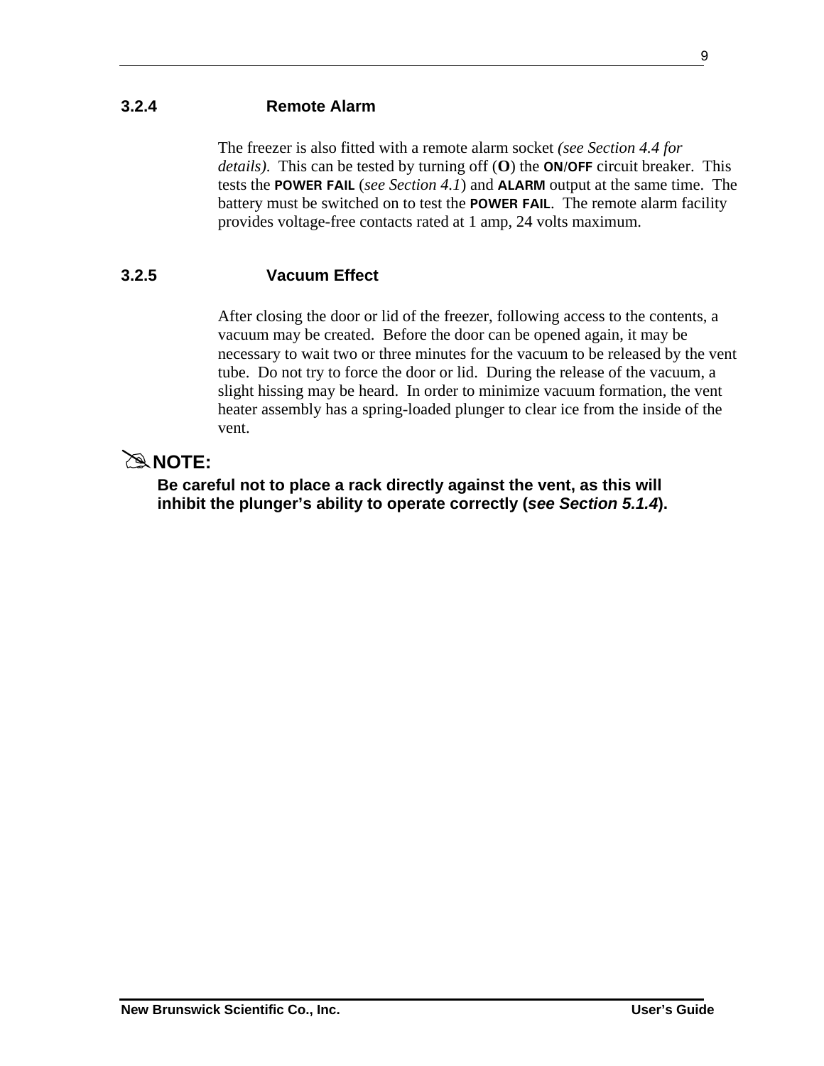### 3.2.4 Remote Alarm

The freezer is also fitted with a remote alarm socket *(see Section 4.4 for details)*. This can be tested by turning off (**O**) the **ON/OFF** circuit breaker. This tests the **POWER FAIL** (*see Section 4.1*) and **ALARM** output at the same time. The battery must be switched on to test the **POWER FAIL**. The remote alarm facility provides voltage-free contacts rated at 1 amp, 24 volts maximum.

### 3.2.5 Vacuum Effect

After closing the door or lid of the freezer, following access to the contents, a vacuum may be created. Before the door can be opened again, it may be necessary to wait two or three minutes for the vacuum to be released by the vent tube. Do not try to force the door or lid. During the release of the vacuum, a slight hissing may be heard. In order to minimize vacuum formation, the vent heater assembly has a spring-loaded plunger to clear ice from the inside of the vent.

✎**NOTE:**

**Be careful not to place a rack directly against the vent, as this will inhibit the plunger's ability to operate correctly (*see Section 5.1.4*).**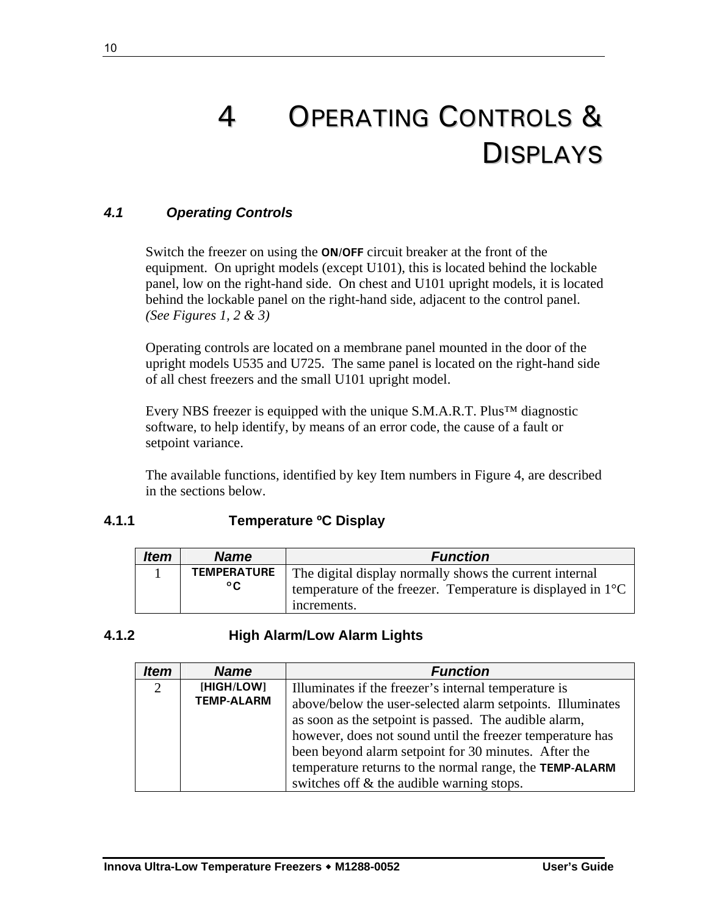# 4 OPERATING CONTROLS & DISPLAYS

## 4.1 Operating Controls

Switch the freezer on using the **ON/OFF** circuit breaker at the front of the equipment. On upright models (except U101), this is located behind the lockable panel, low on the right-hand side. On chest and U101 upright models, it is located behind the lockable panel on the right-hand side, adjacent to the control panel. *(See Figures 1, 2 & 3)*

Operating controls are located on a membrane panel mounted in the door of the upright models U535 and U725. The same panel is located on the right-hand side of all chest freezers and the small U101 upright model.

Every NBS freezer is equipped with the unique S.M.A.R.T. Plus™ diagnostic software, to help identify, by means of an error code, the cause of a fault or setpoint variance.

The available functions, identified by key Item numbers in Figure 4, are described in the sections below.

### 4.1.1 Temperature ºC Display

| *Item* | *Name* | *Function* |
|---|---|---|
| 1 | **TEMPERATURE °C** | The digital display normally shows the current internal temperature of the freezer. Temperature is displayed in 1°C increments. |

### 4.1.2 High Alarm/Low Alarm Lights

| *Item* | *Name* | *Function* |
|---|---|---|
| 2 | **[HIGH/LOW] TEMP-ALARM** | Illuminates if the freezer's internal temperature is above/below the user-selected alarm setpoints. Illuminates as soon as the setpoint is passed. The audible alarm, however, does not sound until the freezer temperature has been beyond alarm setpoint for 30 minutes. After the temperature returns to the normal range, the **TEMP-ALARM** switches off & the audible warning stops. |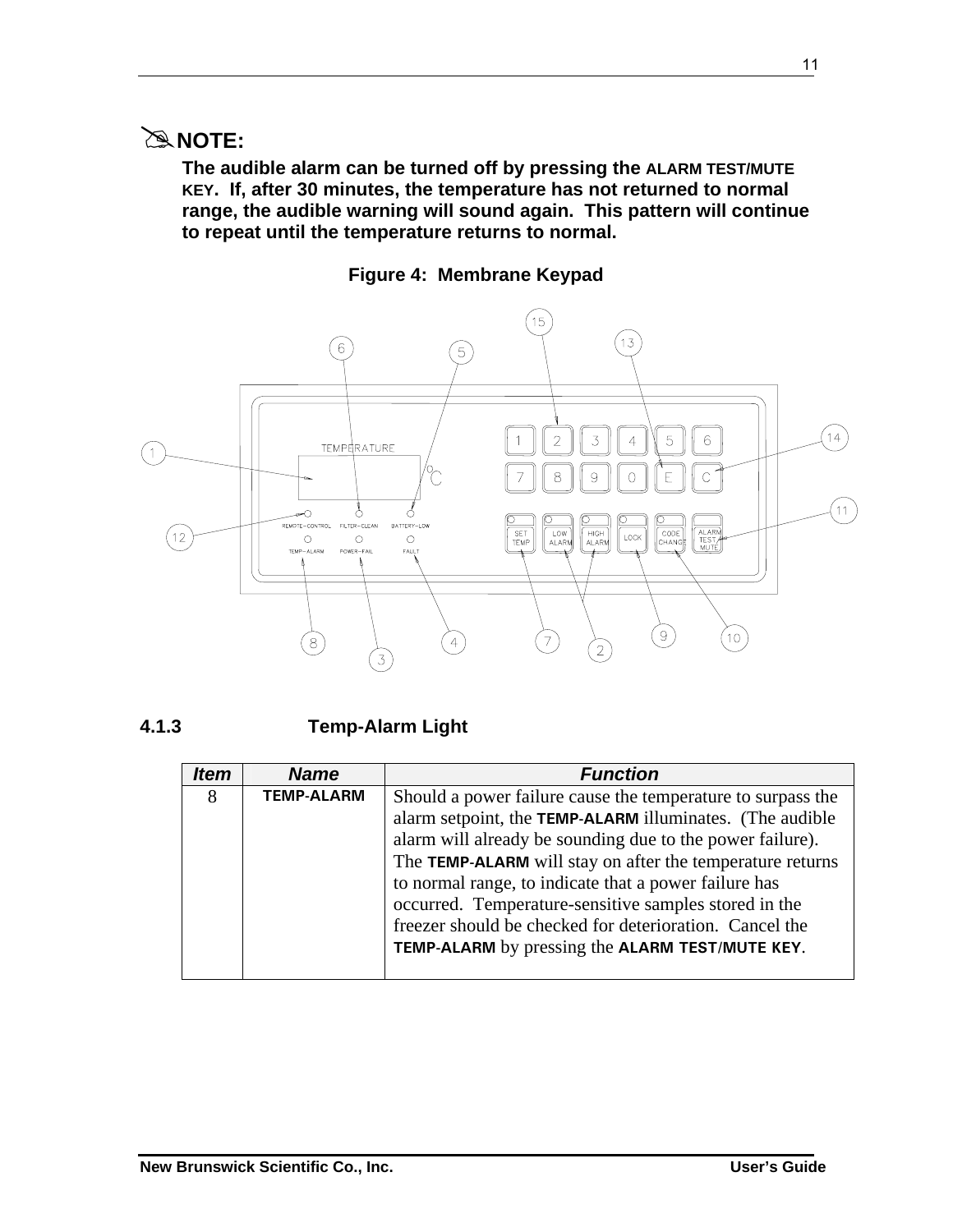**✍NOTE:**

**The audible alarm can be turned off by pressing the ALARM TEST/MUTE KEY. If, after 30 minutes, the temperature has not returned to normal range, the audible warning will sound again. This pattern will continue to repeat until the temperature returns to normal.**

**Figure 4: Membrane Keypad**

### 4.1.3 Temp-Alarm Light

| *Item* | *Name* | *Function* |
|---|---|---|
| 8 | **TEMP-ALARM** | Should a power failure cause the temperature to surpass the alarm setpoint, the **TEMP-ALARM** illuminates. (The audible alarm will already be sounding due to the power failure). The **TEMP-ALARM** will stay on after the temperature returns to normal range, to indicate that a power failure has occurred. Temperature-sensitive samples stored in the freezer should be checked for deterioration. Cancel the **TEMP-ALARM** by pressing the **ALARM TEST/MUTE KEY**. |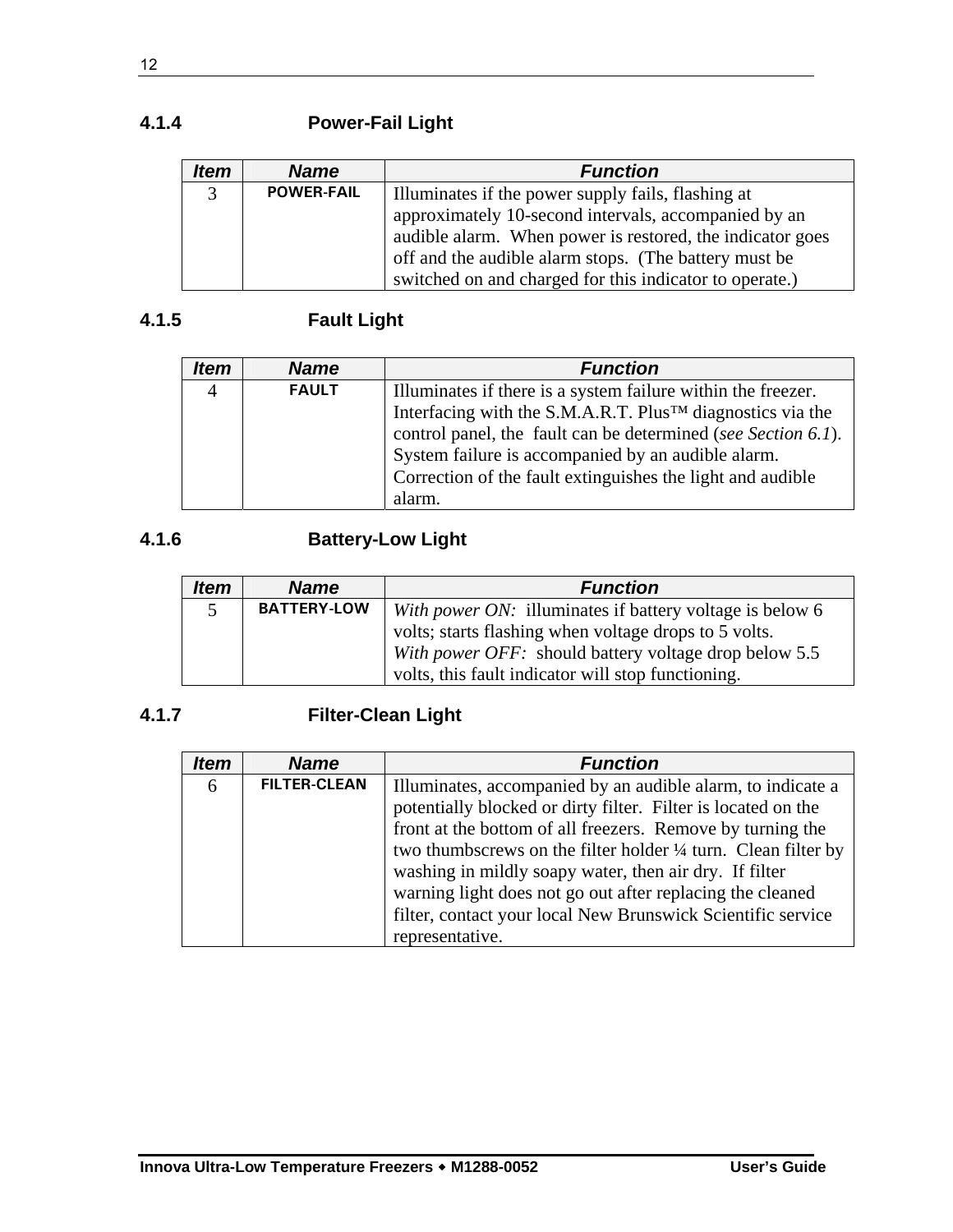### 4.1.4 Power-Fail Light

| *Item* | *Name* | *Function* |
|---|---|---|
| 3 | **POWER-FAIL** | Illuminates if the power supply fails, flashing at approximately 10-second intervals, accompanied by an audible alarm. When power is restored, the indicator goes off and the audible alarm stops. (The battery must be switched on and charged for this indicator to operate.) |

### 4.1.5 Fault Light

| *Item* | *Name* | *Function* |
|---|---|---|
| 4 | **FAULT** | Illuminates if there is a system failure within the freezer. Interfacing with the S.M.A.R.T. Plus™ diagnostics via the control panel, the fault can be determined (*see Section 6.1*). System failure is accompanied by an audible alarm. Correction of the fault extinguishes the light and audible alarm. |

### 4.1.6 Battery-Low Light

| *Item* | *Name* | *Function* |
|---|---|---|
| 5 | **BATTERY-LOW** | *With power ON:* illuminates if battery voltage is below 6 volts; starts flashing when voltage drops to 5 volts. *With power OFF:* should battery voltage drop below 5.5 volts, this fault indicator will stop functioning. |

### 4.1.7 Filter-Clean Light

| *Item* | *Name* | *Function* |
|---|---|---|
| 6 | **FILTER-CLEAN** | Illuminates, accompanied by an audible alarm, to indicate a potentially blocked or dirty filter. Filter is located on the front at the bottom of all freezers. Remove by turning the two thumbscrews on the filter holder ¼ turn. Clean filter by washing in mildly soapy water, then air dry. If filter warning light does not go out after replacing the cleaned filter, contact your local New Brunswick Scientific service representative. |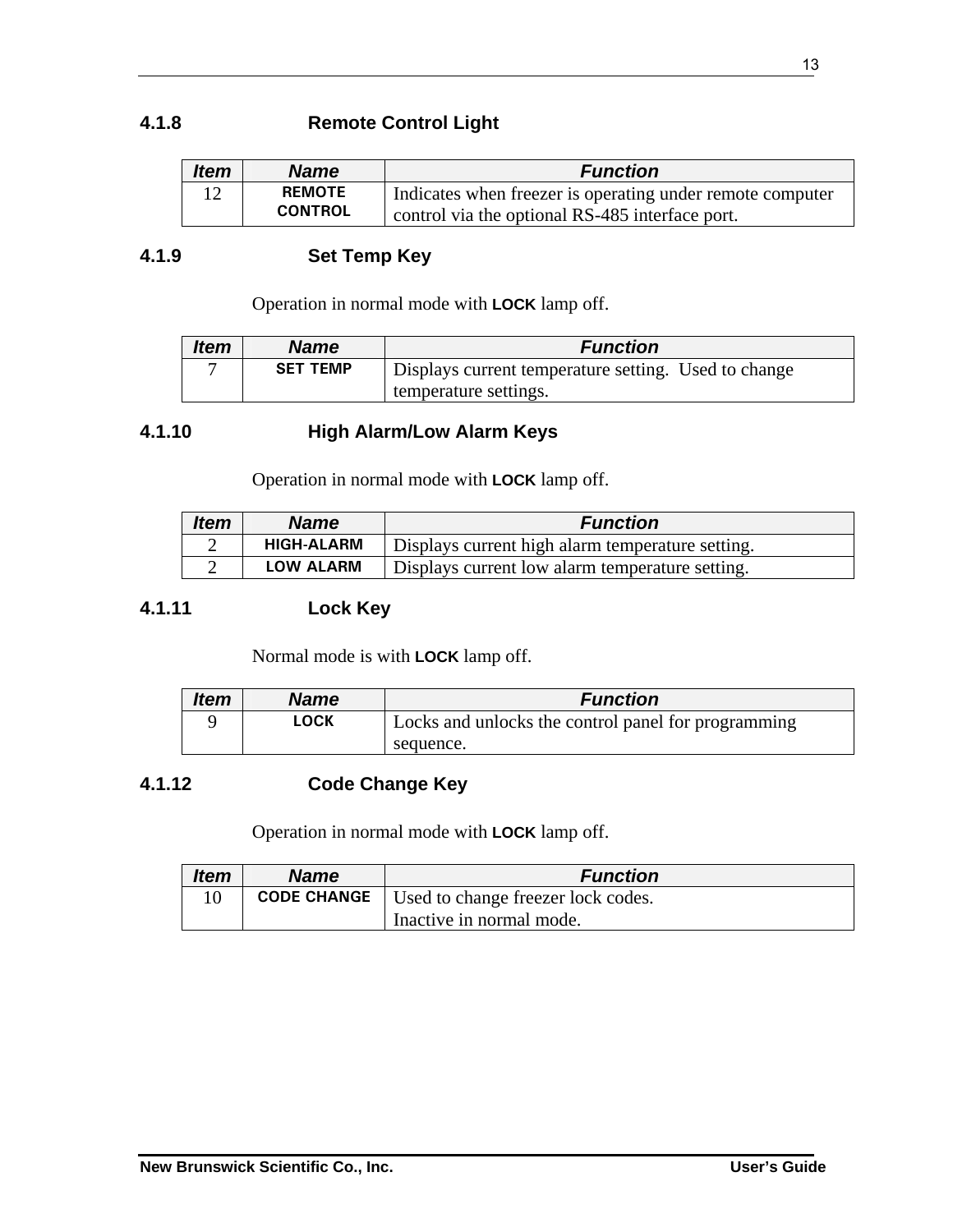### 4.1.8 Remote Control Light

| *Item* | *Name* | *Function* |
|---|---|---|
| 12 | **REMOTE CONTROL** | Indicates when freezer is operating under remote computer control via the optional RS-485 interface port. |

### 4.1.9 Set Temp Key

Operation in normal mode with **LOCK** lamp off.

| *Item* | *Name* | *Function* |
|---|---|---|
| 7 | **SET TEMP** | Displays current temperature setting. Used to change temperature settings. |

### 4.1.10 High Alarm/Low Alarm Keys

Operation in normal mode with **LOCK** lamp off.

| *Item* | *Name* | *Function* |
|---|---|---|
| 2 | **HIGH-ALARM** | Displays current high alarm temperature setting. |
| 2 | **LOW ALARM** | Displays current low alarm temperature setting. |

### 4.1.11 Lock Key

Normal mode is with **LOCK** lamp off.

| *Item* | *Name* | *Function* |
|---|---|---|
| 9 | **LOCK** | Locks and unlocks the control panel for programming sequence. |

### 4.1.12 Code Change Key

Operation in normal mode with **LOCK** lamp off.

| *Item* | *Name* | *Function* |
|---|---|---|
| 10 | **CODE CHANGE** | Used to change freezer lock codes.<br>Inactive in normal mode. |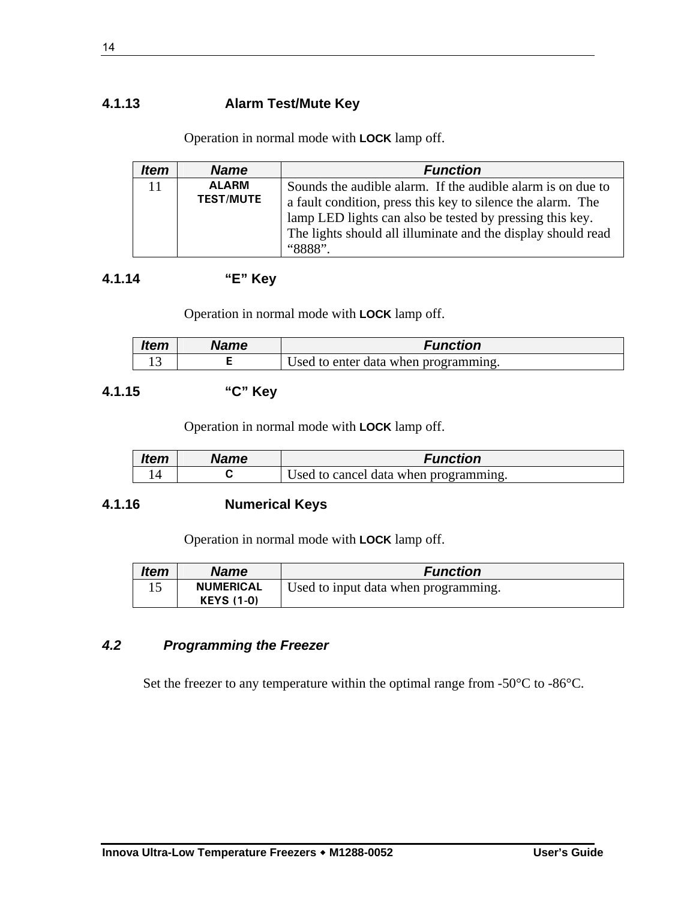#### 4.1.13 Alarm Test/Mute Key

Operation in normal mode with **LOCK** lamp off.

| *Item* | *Name* | *Function* |
|---|---|---|
| 11 | **ALARM TEST/MUTE** | Sounds the audible alarm. If the audible alarm is on due to a fault condition, press this key to silence the alarm. The lamp LED lights can also be tested by pressing this key. The lights should all illuminate and the display should read “8888”. |

#### 4.1.14 “E” Key

Operation in normal mode with **LOCK** lamp off.

| *Item* | *Name* | *Function* |
|---|---|---|
| 13 | **E** | Used to enter data when programming. |

#### 4.1.15 “C” Key

Operation in normal mode with **LOCK** lamp off.

| *Item* | *Name* | *Function* |
|---|---|---|
| 14 | **C** | Used to cancel data when programming. |

#### 4.1.16 Numerical Keys

Operation in normal mode with **LOCK** lamp off.

| *Item* | *Name* | *Function* |
|---|---|---|
| 15 | **NUMERICAL KEYS (1-0)** | Used to input data when programming. |

### *4.2 Programming the Freezer*

Set the freezer to any temperature within the optimal range from -50°C to -86°C.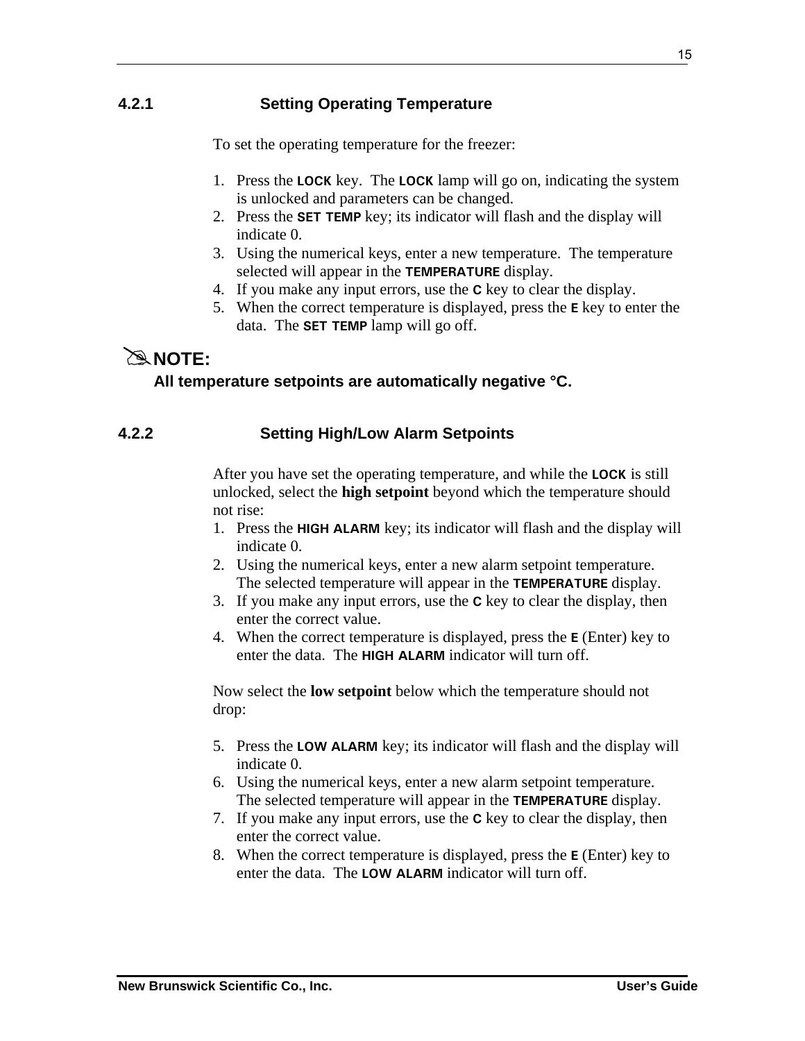### 4.2.1 Setting Operating Temperature

To set the operating temperature for the freezer:

1. Press the **LOCK** key. The **LOCK** lamp will go on, indicating the system is unlocked and parameters can be changed.
2. Press the **SET TEMP** key; its indicator will flash and the display will indicate 0.
3. Using the numerical keys, enter a new temperature. The temperature selected will appear in the **TEMPERATURE** display.
4. If you make any input errors, use the **C** key to clear the display.
5. When the correct temperature is displayed, press the **E** key to enter the data. The **SET TEMP** lamp will go off.

✍**NOTE:**

**All temperature setpoints are automatically negative °C.**

### 4.2.2 Setting High/Low Alarm Setpoints

After you have set the operating temperature, and while the **LOCK** is still unlocked, select the **high setpoint** beyond which the temperature should not rise:

1. Press the **HIGH ALARM** key; its indicator will flash and the display will indicate 0.
2. Using the numerical keys, enter a new alarm setpoint temperature. The selected temperature will appear in the **TEMPERATURE** display.
3. If you make any input errors, use the **C** key to clear the display, then enter the correct value.
4. When the correct temperature is displayed, press the **E** (Enter) key to enter the data. The **HIGH ALARM** indicator will turn off.

Now select the **low setpoint** below which the temperature should not drop:

5. Press the **LOW ALARM** key; its indicator will flash and the display will indicate 0.
6. Using the numerical keys, enter a new alarm setpoint temperature. The selected temperature will appear in the **TEMPERATURE** display.
7. If you make any input errors, use the **C** key to clear the display, then enter the correct value.
8. When the correct temperature is displayed, press the **E** (Enter) key to enter the data. The **LOW ALARM** indicator will turn off.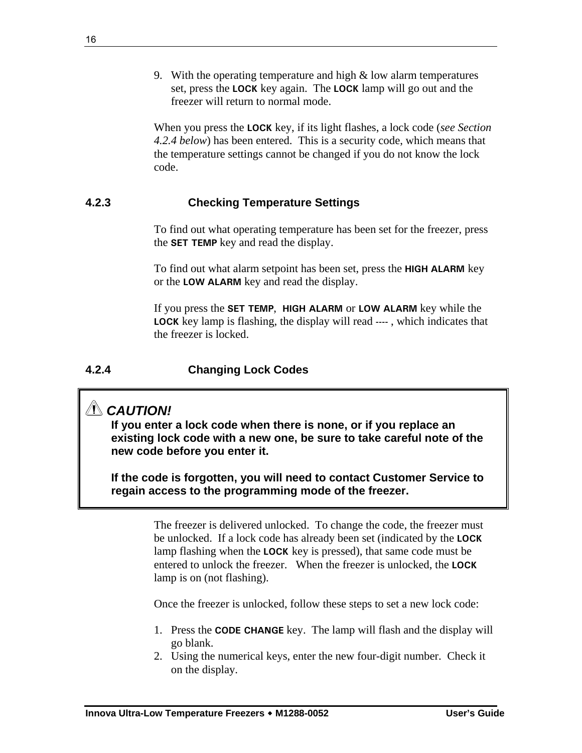9. With the operating temperature and high & low alarm temperatures set, press the **LOCK** key again. The **LOCK** lamp will go out and the freezer will return to normal mode.

When you press the **LOCK** key, if its light flashes, a lock code (*see Section 4.2.4 below*) has been entered. This is a security code, which means that the temperature settings cannot be changed if you do not know the lock code.

### 4.2.3 Checking Temperature Settings

To find out what operating temperature has been set for the freezer, press the **SET TEMP** key and read the display.

To find out what alarm setpoint has been set, press the **HIGH ALARM** key or the **LOW ALARM** key and read the display.

If you press the **SET TEMP**, **HIGH ALARM** or **LOW ALARM** key while the **LOCK** key lamp is flashing, the display will read ---- , which indicates that the freezer is locked.

### 4.2.4 Changing Lock Codes

> ⚠ ***CAUTION!***
>
> **If you enter a lock code when there is none, or if you replace an existing lock code with a new one, be sure to take careful note of the new code before you enter it.**
>
> **If the code is forgotten, you will need to contact Customer Service to regain access to the programming mode of the freezer.**

The freezer is delivered unlocked. To change the code, the freezer must be unlocked. If a lock code has already been set (indicated by the **LOCK** lamp flashing when the **LOCK** key is pressed), that same code must be entered to unlock the freezer. When the freezer is unlocked, the **LOCK** lamp is on (not flashing).

Once the freezer is unlocked, follow these steps to set a new lock code:

1. Press the **CODE CHANGE** key. The lamp will flash and the display will go blank.
2. Using the numerical keys, enter the new four-digit number. Check it on the display.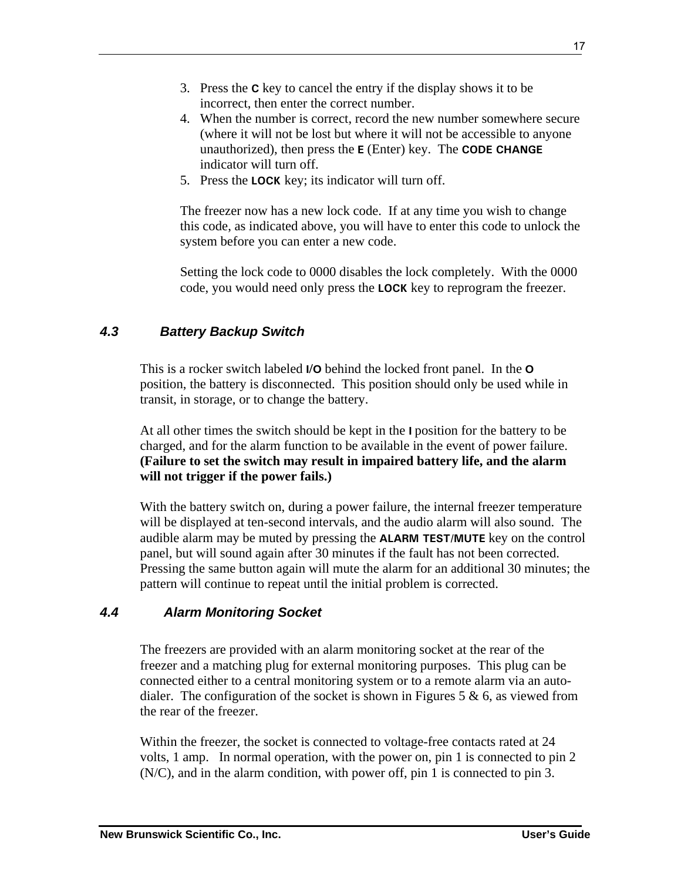3. Press the **C** key to cancel the entry if the display shows it to be incorrect, then enter the correct number.
4. When the number is correct, record the new number somewhere secure (where it will not be lost but where it will not be accessible to anyone unauthorized), then press the **E** (Enter) key. The **CODE CHANGE** indicator will turn off.
5. Press the **LOCK** key; its indicator will turn off.

The freezer now has a new lock code. If at any time you wish to change this code, as indicated above, you will have to enter this code to unlock the system before you can enter a new code.

Setting the lock code to 0000 disables the lock completely. With the 0000 code, you would need only press the **LOCK** key to reprogram the freezer.

### *4.3 Battery Backup Switch*

This is a rocker switch labeled **I/O** behind the locked front panel. In the **O** position, the battery is disconnected. This position should only be used while in transit, in storage, or to change the battery.

At all other times the switch should be kept in the **I** position for the battery to be charged, and for the alarm function to be available in the event of power failure. **(Failure to set the switch may result in impaired battery life, and the alarm will not trigger if the power fails.)**

With the battery switch on, during a power failure, the internal freezer temperature will be displayed at ten-second intervals, and the audio alarm will also sound. The audible alarm may be muted by pressing the **ALARM TEST/MUTE** key on the control panel, but will sound again after 30 minutes if the fault has not been corrected. Pressing the same button again will mute the alarm for an additional 30 minutes; the pattern will continue to repeat until the initial problem is corrected.

### *4.4 Alarm Monitoring Socket*

The freezers are provided with an alarm monitoring socket at the rear of the freezer and a matching plug for external monitoring purposes. This plug can be connected either to a central monitoring system or to a remote alarm via an auto-dialer. The configuration of the socket is shown in Figures 5 & 6, as viewed from the rear of the freezer.

Within the freezer, the socket is connected to voltage-free contacts rated at 24 volts, 1 amp. In normal operation, with the power on, pin 1 is connected to pin 2 (N/C), and in the alarm condition, with power off, pin 1 is connected to pin 3.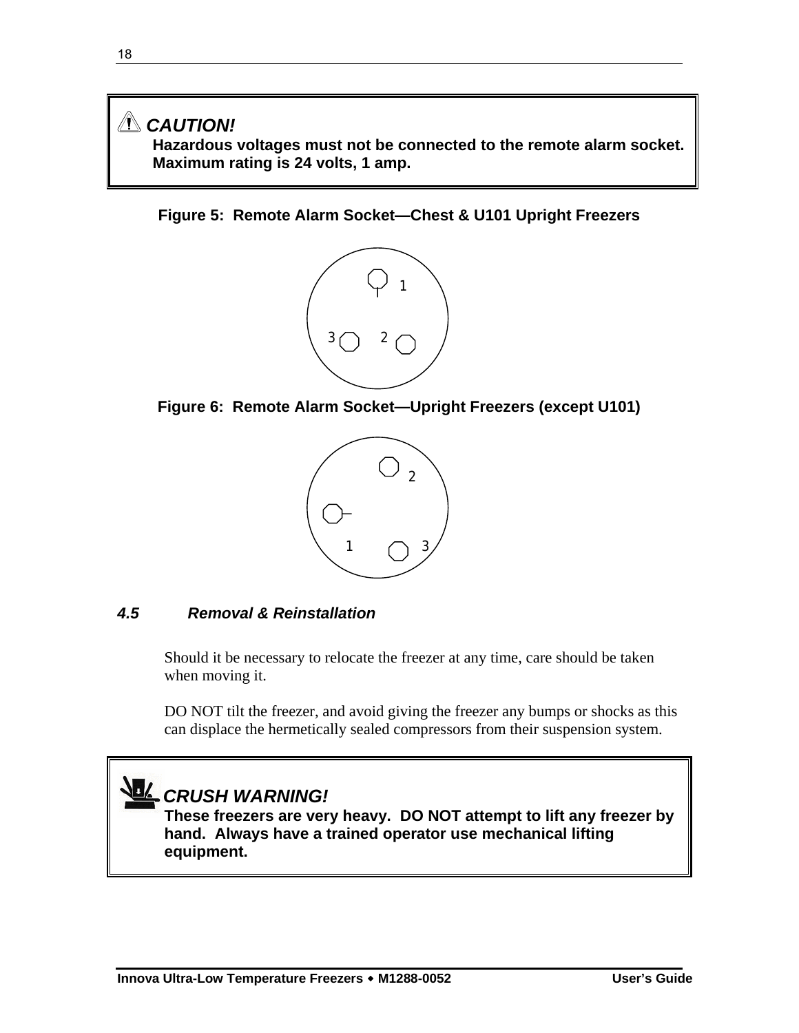**⚠ CAUTION!**

**Hazardous voltages must not be connected to the remote alarm socket. Maximum rating is 24 volts, 1 amp.**

**Figure 5: Remote Alarm Socket—Chest & U101 Upright Freezers**

**Figure 6: Remote Alarm Socket—Upright Freezers (except U101)**

### *4.5 Removal & Reinstallation*

Should it be necessary to relocate the freezer at any time, care should be taken when moving it.

DO NOT tilt the freezer, and avoid giving the freezer any bumps or shocks as this can displace the hermetically sealed compressors from their suspension system.

***CRUSH WARNING!***

**These freezers are very heavy. DO NOT attempt to lift any freezer by hand. Always have a trained operator use mechanical lifting equipment.**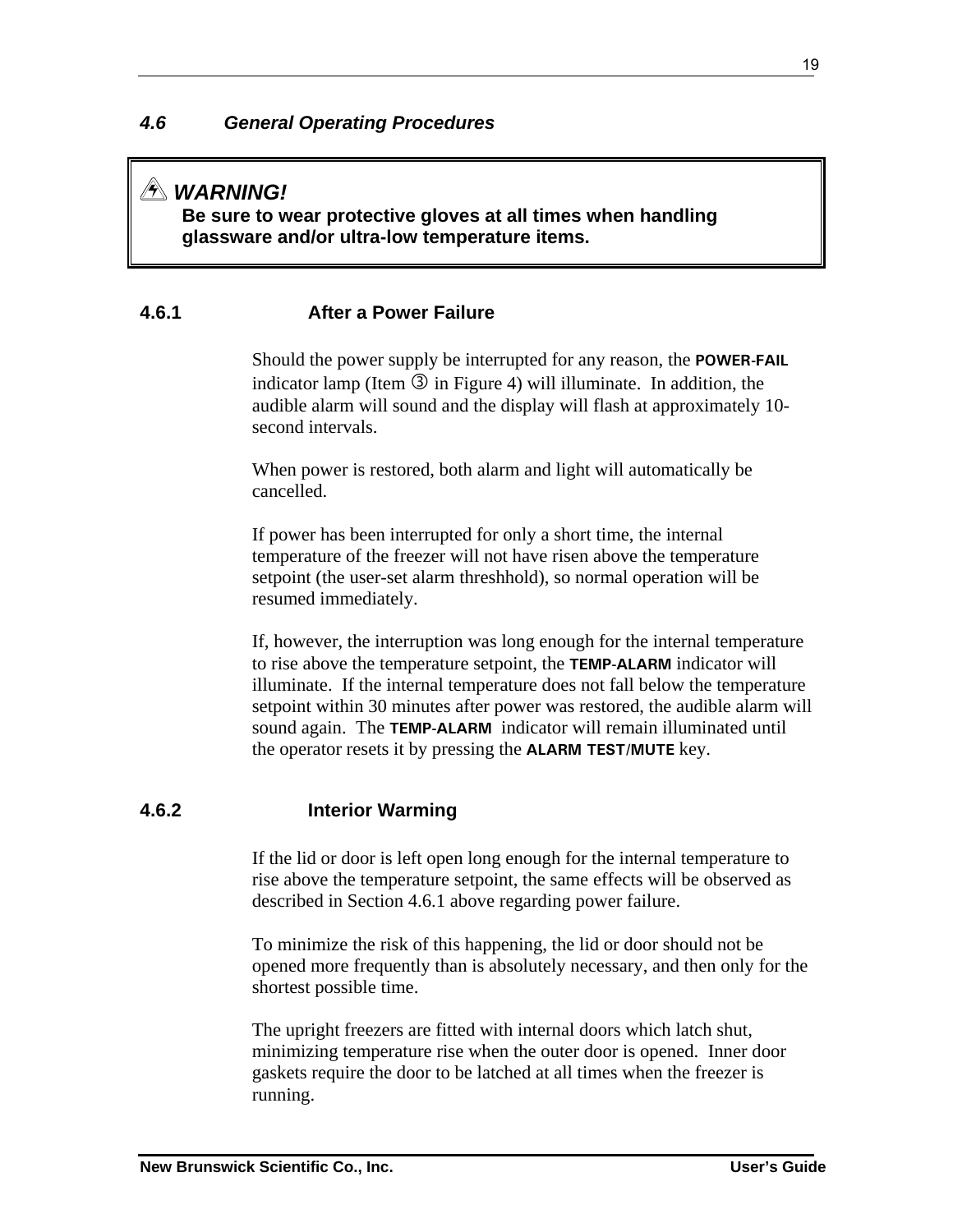### *4.6 General Operating Procedures*

> ⚠ ***WARNING!***
> **Be sure to wear protective gloves at all times when handling glassware and/or ultra-low temperature items.**

#### 4.6.1 After a Power Failure

Should the power supply be interrupted for any reason, the **POWER-FAIL** indicator lamp (Item ③ in Figure 4) will illuminate. In addition, the audible alarm will sound and the display will flash at approximately 10-second intervals.

When power is restored, both alarm and light will automatically be cancelled.

If power has been interrupted for only a short time, the internal temperature of the freezer will not have risen above the temperature setpoint (the user-set alarm threshhold), so normal operation will be resumed immediately.

If, however, the interruption was long enough for the internal temperature to rise above the temperature setpoint, the **TEMP-ALARM** indicator will illuminate. If the internal temperature does not fall below the temperature setpoint within 30 minutes after power was restored, the audible alarm will sound again. The **TEMP-ALARM** indicator will remain illuminated until the operator resets it by pressing the **ALARM TEST/MUTE** key.

#### 4.6.2 Interior Warming

If the lid or door is left open long enough for the internal temperature to rise above the temperature setpoint, the same effects will be observed as described in Section 4.6.1 above regarding power failure.

To minimize the risk of this happening, the lid or door should not be opened more frequently than is absolutely necessary, and then only for the shortest possible time.

The upright freezers are fitted with internal doors which latch shut, minimizing temperature rise when the outer door is opened. Inner door gaskets require the door to be latched at all times when the freezer is running.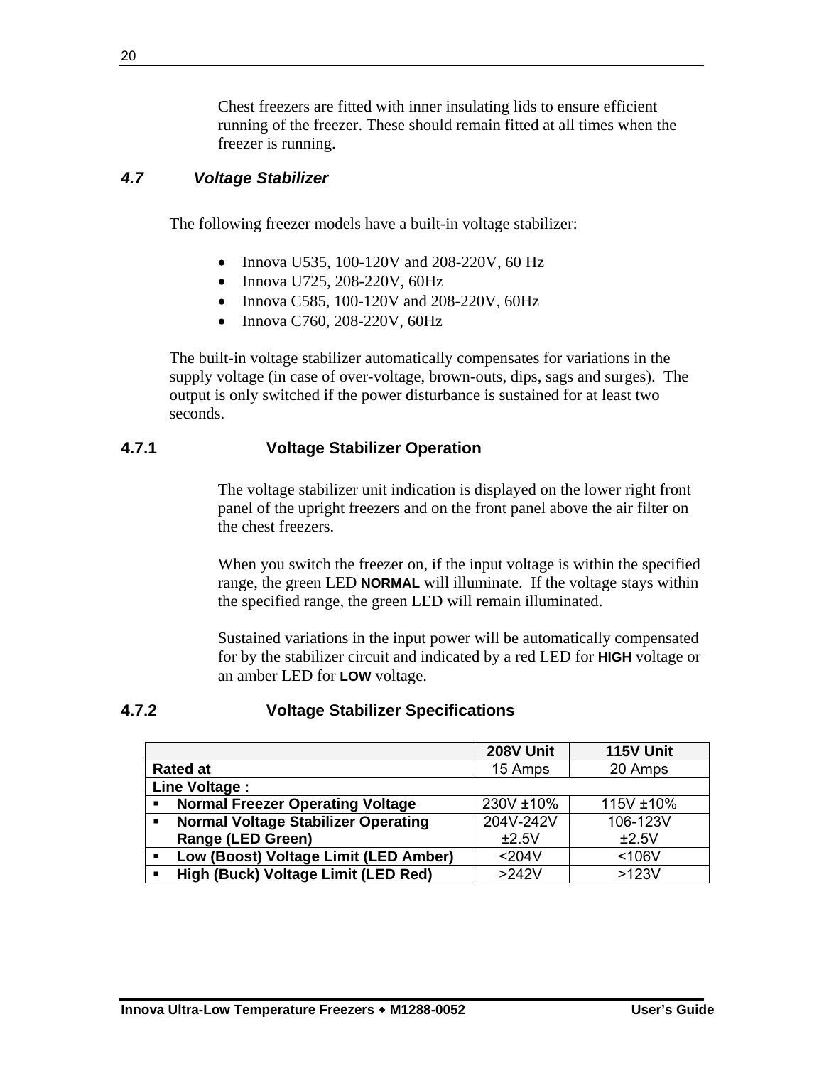Chest freezers are fitted with inner insulating lids to ensure efficient running of the freezer. These should remain fitted at all times when the freezer is running.

## *4.7 Voltage Stabilizer*

The following freezer models have a built-in voltage stabilizer:

- Innova U535, 100-120V and 208-220V, 60 Hz
- Innova U725, 208-220V, 60Hz
- Innova C585, 100-120V and 208-220V, 60Hz
- Innova C760, 208-220V, 60Hz

The built-in voltage stabilizer automatically compensates for variations in the supply voltage (in case of over-voltage, brown-outs, dips, sags and surges). The output is only switched if the power disturbance is sustained for at least two seconds.

### 4.7.1 Voltage Stabilizer Operation

The voltage stabilizer unit indication is displayed on the lower right front panel of the upright freezers and on the front panel above the air filter on the chest freezers.

When you switch the freezer on, if the input voltage is within the specified range, the green LED **NORMAL** will illuminate. If the voltage stays within the specified range, the green LED will remain illuminated.

Sustained variations in the input power will be automatically compensated for by the stabilizer circuit and indicated by a red LED for **HIGH** voltage or an amber LED for **LOW** voltage.

### 4.7.2 Voltage Stabilizer Specifications

| | 208V Unit | 115V Unit |
|---|---|---|
| **Rated at** | 15 Amps | 20 Amps |
| **Line Voltage :** | | |
| ▪ **Normal Freezer Operating Voltage** | 230V ±10% | 115V ±10% |
| ▪ **Normal Voltage Stabilizer Operating Range (LED Green)** | 204V-242V ±2.5V | 106-123V ±2.5V |
| ▪ **Low (Boost) Voltage Limit (LED Amber)** | <204V | <106V |
| ▪ **High (Buck) Voltage Limit (LED Red)** | >242V | >123V |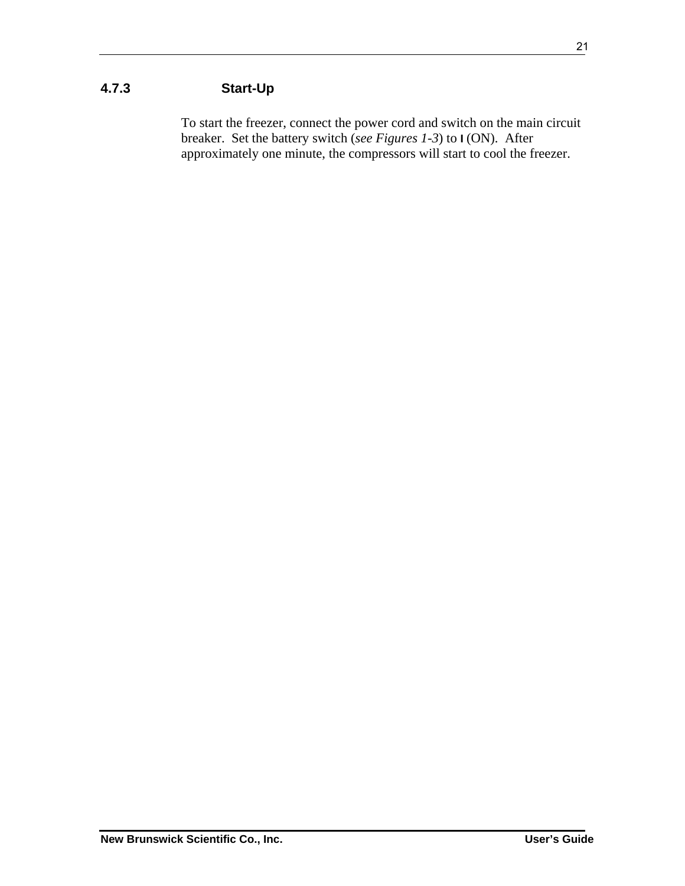### 4.7.3 Start-Up

To start the freezer, connect the power cord and switch on the main circuit breaker. Set the battery switch (*see Figures 1-3*) to **I** (ON). After approximately one minute, the compressors will start to cool the freezer.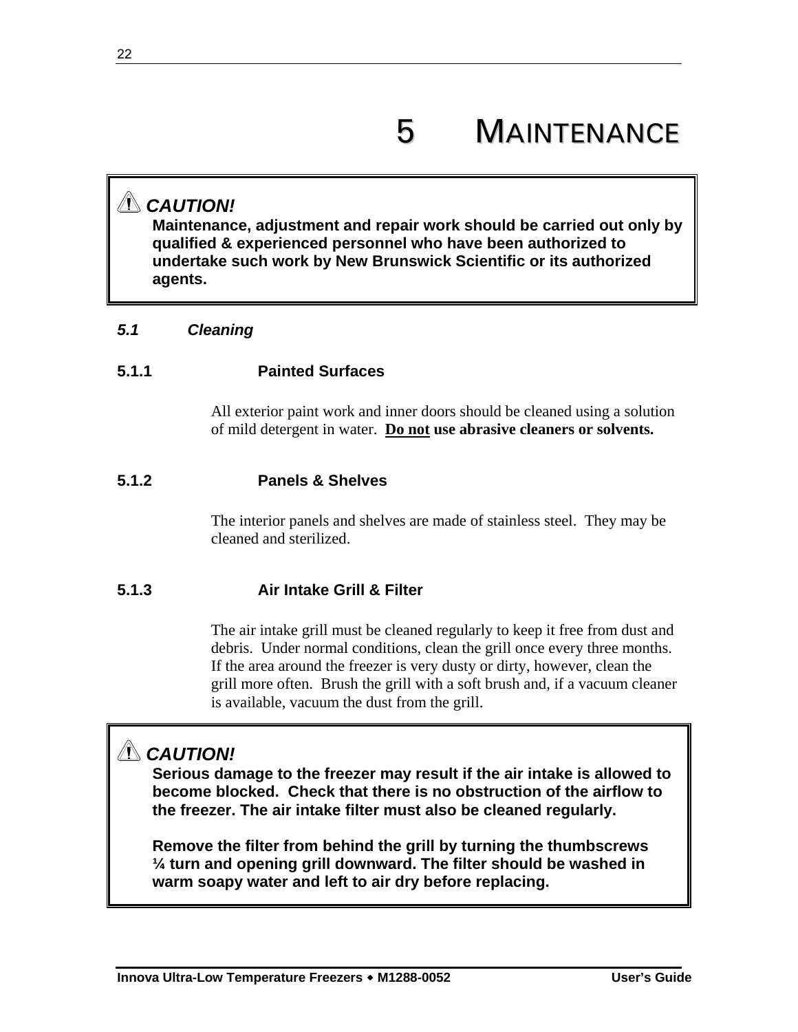# 5 MAINTENANCE

> ⚠ **CAUTION!**
> **Maintenance, adjustment and repair work should be carried out only by qualified & experienced personnel who have been authorized to undertake such work by New Brunswick Scientific or its authorized agents.**

## *5.1 Cleaning*

### 5.1.1 Painted Surfaces

All exterior paint work and inner doors should be cleaned using a solution of mild detergent in water. **Do not use abrasive cleaners or solvents.**

### 5.1.2 Panels & Shelves

The interior panels and shelves are made of stainless steel. They may be cleaned and sterilized.

### 5.1.3 Air Intake Grill & Filter

The air intake grill must be cleaned regularly to keep it free from dust and debris. Under normal conditions, clean the grill once every three months. If the area around the freezer is very dusty or dirty, however, clean the grill more often. Brush the grill with a soft brush and, if a vacuum cleaner is available, vacuum the dust from the grill.

> ⚠ **CAUTION!**
> **Serious damage to the freezer may result if the air intake is allowed to become blocked. Check that there is no obstruction of the airflow to the freezer. The air intake filter must also be cleaned regularly.**
>
> **Remove the filter from behind the grill by turning the thumbscrews ¼ turn and opening grill downward. The filter should be washed in warm soapy water and left to air dry before replacing.**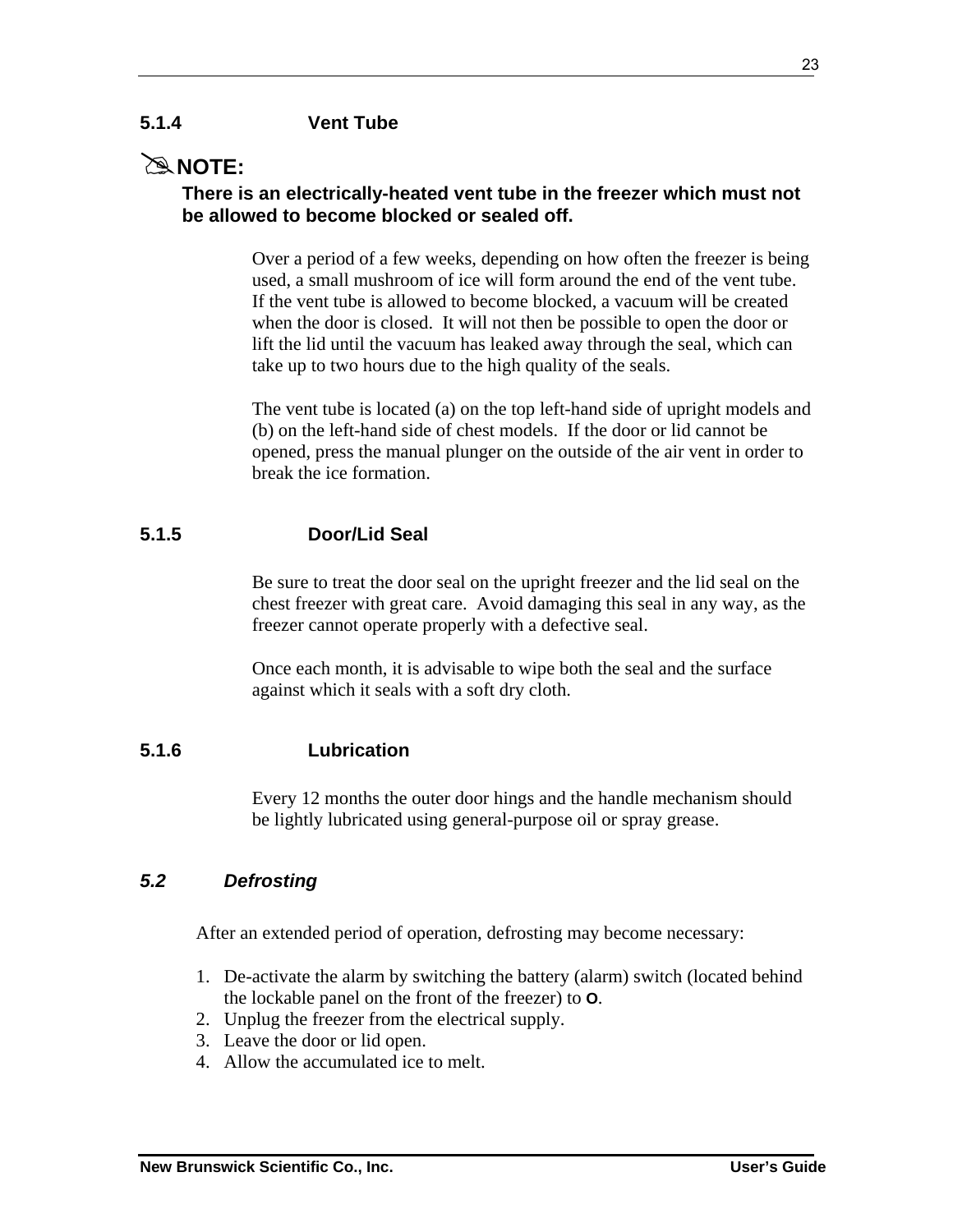#### 5.1.4 Vent Tube

✎**NOTE:**

**There is an electrically-heated vent tube in the freezer which must not be allowed to become blocked or sealed off.**

Over a period of a few weeks, depending on how often the freezer is being used, a small mushroom of ice will form around the end of the vent tube. If the vent tube is allowed to become blocked, a vacuum will be created when the door is closed. It will not then be possible to open the door or lift the lid until the vacuum has leaked away through the seal, which can take up to two hours due to the high quality of the seals.

The vent tube is located (a) on the top left-hand side of upright models and (b) on the left-hand side of chest models. If the door or lid cannot be opened, press the manual plunger on the outside of the air vent in order to break the ice formation.

#### 5.1.5 Door/Lid Seal

Be sure to treat the door seal on the upright freezer and the lid seal on the chest freezer with great care. Avoid damaging this seal in any way, as the freezer cannot operate properly with a defective seal.

Once each month, it is advisable to wipe both the seal and the surface against which it seals with a soft dry cloth.

#### 5.1.6 Lubrication

Every 12 months the outer door hings and the handle mechanism should be lightly lubricated using general-purpose oil or spray grease.

### *5.2 Defrosting*

After an extended period of operation, defrosting may become necessary:

1. De-activate the alarm by switching the battery (alarm) switch (located behind the lockable panel on the front of the freezer) to **O**.
2. Unplug the freezer from the electrical supply.
3. Leave the door or lid open.
4. Allow the accumulated ice to melt.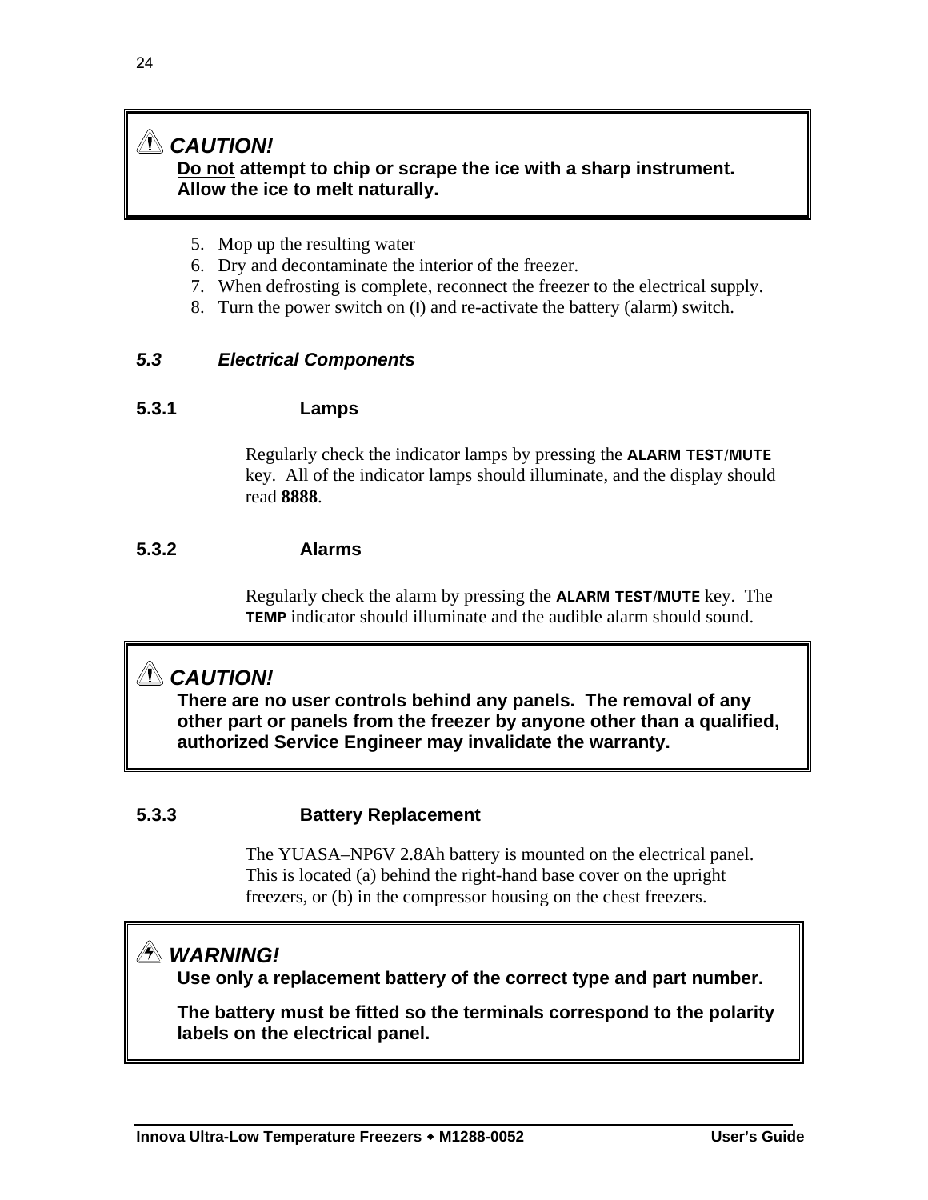> ⚠ **CAUTION!**
> **<u>Do not</u> attempt to chip or scrape the ice with a sharp instrument. Allow the ice to melt naturally.**

5. Mop up the resulting water
6. Dry and decontaminate the interior of the freezer.
7. When defrosting is complete, reconnect the freezer to the electrical supply.
8. Turn the power switch on (**I**) and re-activate the battery (alarm) switch.

### *5.3 Electrical Components*

#### 5.3.1 Lamps

Regularly check the indicator lamps by pressing the **ALARM TEST/MUTE** key. All of the indicator lamps should illuminate, and the display should read **8888**.

#### 5.3.2 Alarms

Regularly check the alarm by pressing the **ALARM TEST/MUTE** key. The **TEMP** indicator should illuminate and the audible alarm should sound.

> ⚠ **CAUTION!**
> **There are no user controls behind any panels. The removal of any other part or panels from the freezer by anyone other than a qualified, authorized Service Engineer may invalidate the warranty.**

#### 5.3.3 Battery Replacement

The YUASA–NP6V 2.8Ah battery is mounted on the electrical panel. This is located (a) behind the right-hand base cover on the upright freezers, or (b) in the compressor housing on the chest freezers.

> ⚡ **WARNING!**
> **Use only a replacement battery of the correct type and part number.**
>
> **The battery must be fitted so the terminals correspond to the polarity labels on the electrical panel.**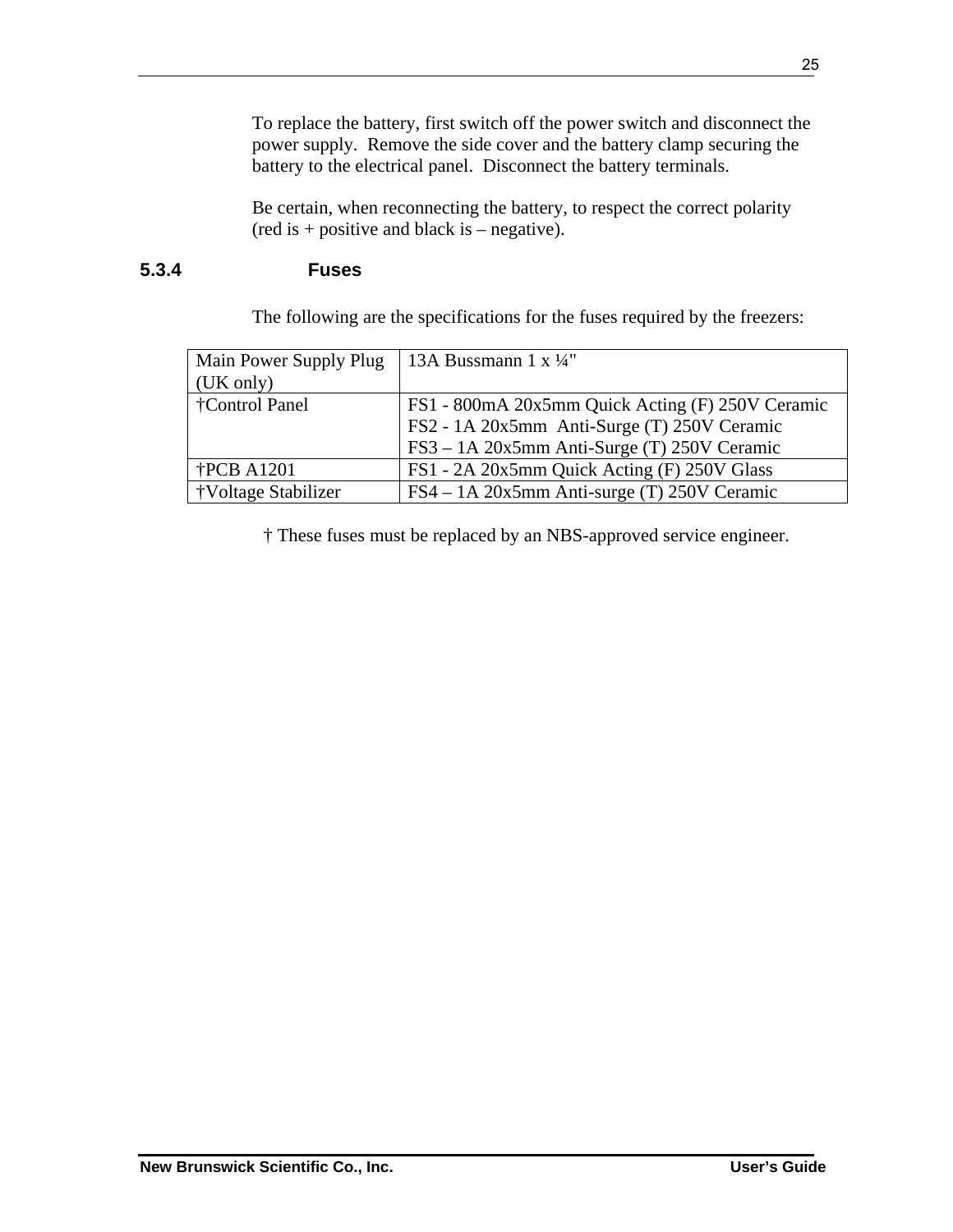To replace the battery, first switch off the power switch and disconnect the power supply. Remove the side cover and the battery clamp securing the battery to the electrical panel. Disconnect the battery terminals.

Be certain, when reconnecting the battery, to respect the correct polarity (red is + positive and black is – negative).

### 5.3.4 Fuses

The following are the specifications for the fuses required by the freezers:

| | |
|---|---|
| Main Power Supply Plug (UK only) | 13A Bussmann 1 x ¼" |
| †Control Panel | FS1 - 800mA 20x5mm Quick Acting (F) 250V Ceramic<br>FS2 - 1A 20x5mm Anti-Surge (T) 250V Ceramic<br>FS3 – 1A 20x5mm Anti-Surge (T) 250V Ceramic |
| †PCB A1201 | FS1 - 2A 20x5mm Quick Acting (F) 250V Glass |
| †Voltage Stabilizer | FS4 – 1A 20x5mm Anti-surge (T) 250V Ceramic |

† These fuses must be replaced by an NBS-approved service engineer.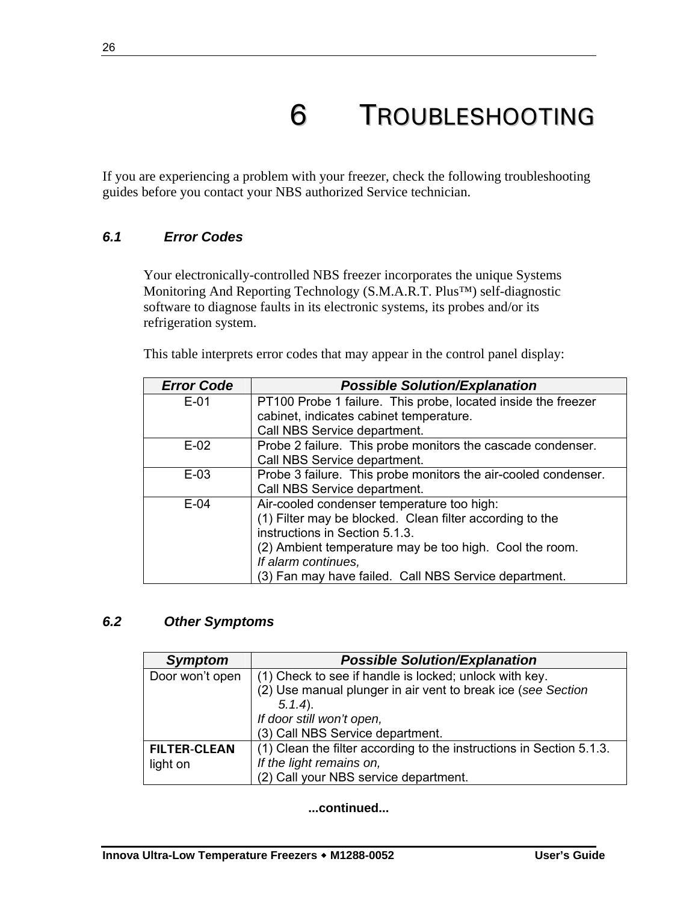# 6 TROUBLESHOOTING

If you are experiencing a problem with your freezer, check the following troubleshooting guides before you contact your NBS authorized Service technician.

## *6.1 Error Codes*

Your electronically-controlled NBS freezer incorporates the unique Systems Monitoring And Reporting Technology (S.M.A.R.T. Plus™) self-diagnostic software to diagnose faults in its electronic systems, its probes and/or its refrigeration system.

This table interprets error codes that may appear in the control panel display:

| *Error Code* | *Possible Solution/Explanation* |
|---|---|
| E-01 | PT100 Probe 1 failure. This probe, located inside the freezer cabinet, indicates cabinet temperature.<br>Call NBS Service department. |
| E-02 | Probe 2 failure. This probe monitors the cascade condenser.<br>Call NBS Service department. |
| E-03 | Probe 3 failure. This probe monitors the air-cooled condenser.<br>Call NBS Service department. |
| E-04 | Air-cooled condenser temperature too high:<br>(1) Filter may be blocked. Clean filter according to the instructions in Section 5.1.3.<br>(2) Ambient temperature may be too high. Cool the room.<br>*If alarm continues,*<br>(3) Fan may have failed. Call NBS Service department. |

## *6.2 Other Symptoms*

| *Symptom* | *Possible Solution/Explanation* |
|---|---|
| Door won't open | (1) Check to see if handle is locked; unlock with key.<br>(2) Use manual plunger in air vent to break ice (*see Section 5.1.4*).<br>*If door still won't open,*<br>(3) Call NBS Service department. |
| **FILTER-CLEAN** light on | (1) Clean the filter according to the instructions in Section 5.1.3.<br>*If the light remains on,*<br>(2) Call your NBS service department. |

**...continued...**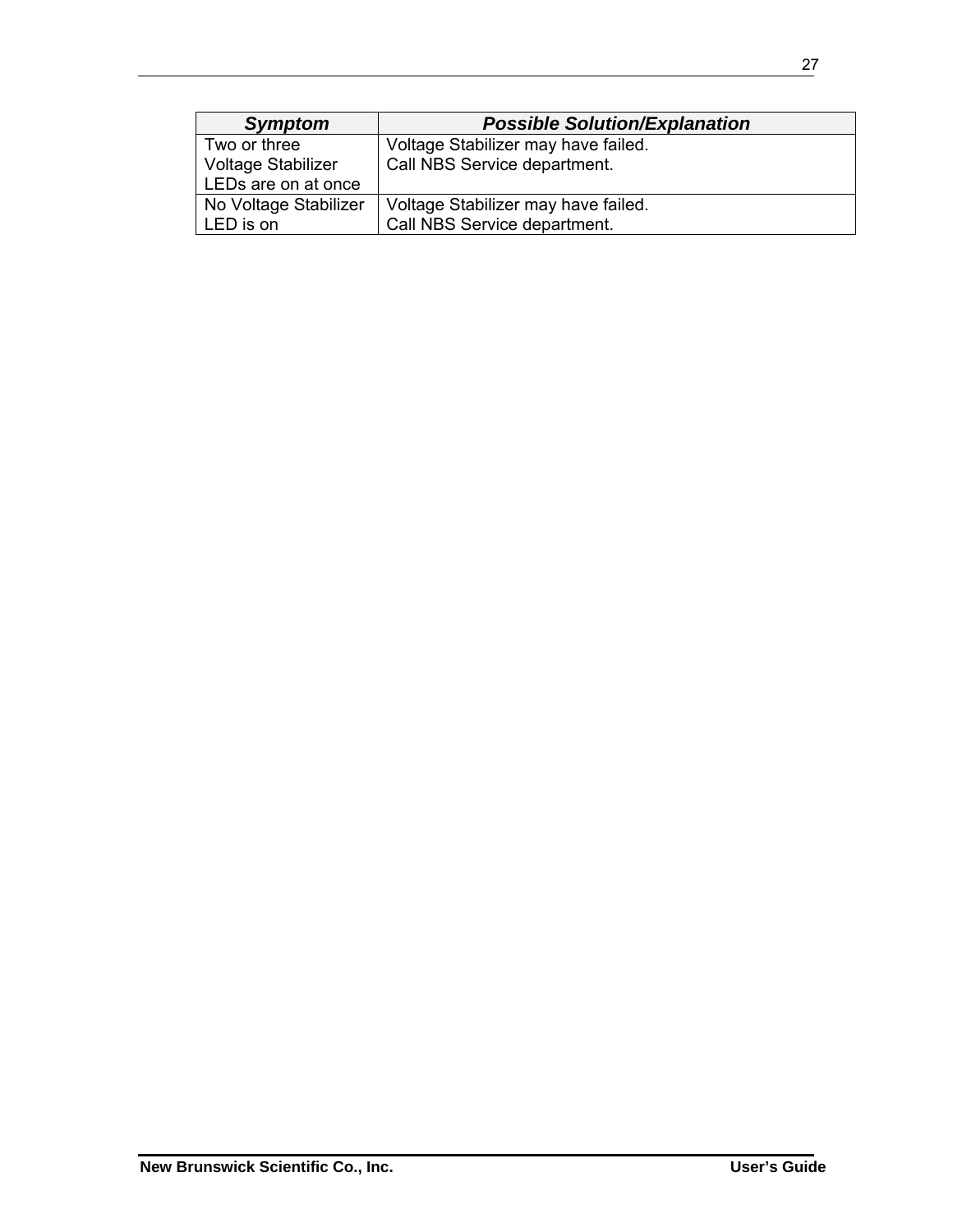| ***Symptom*** | ***Possible Solution/Explanation*** |
|---|---|
| Two or three Voltage Stabilizer LEDs are on at once | Voltage Stabilizer may have failed. Call NBS Service department. |
| No Voltage Stabilizer LED is on | Voltage Stabilizer may have failed. Call NBS Service department. |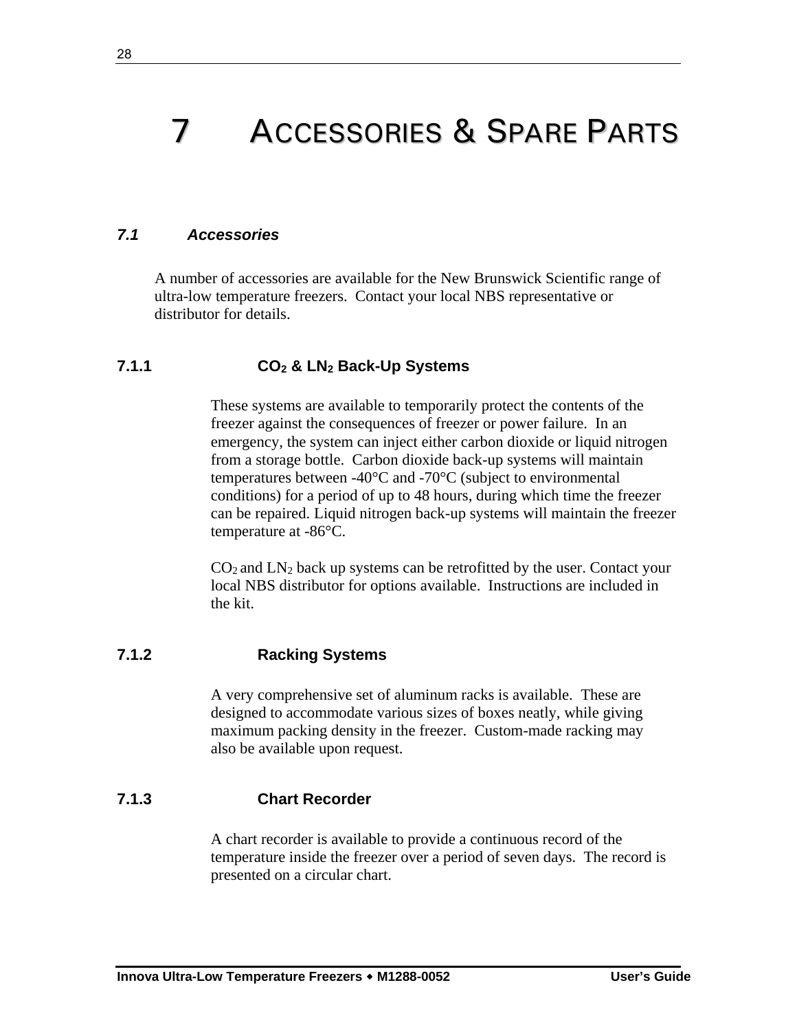# 7 ACCESSORIES & SPARE PARTS

## *7.1 Accessories*

A number of accessories are available for the New Brunswick Scientific range of ultra-low temperature freezers. Contact your local NBS representative or distributor for details.

### 7.1.1 $CO_2$ & $LN_2$ Back-Up Systems

These systems are available to temporarily protect the contents of the freezer against the consequences of freezer or power failure. In an emergency, the system can inject either carbon dioxide or liquid nitrogen from a storage bottle. Carbon dioxide back-up systems will maintain temperatures between -40°C and -70°C (subject to environmental conditions) for a period of up to 48 hours, during which time the freezer can be repaired. Liquid nitrogen back-up systems will maintain the freezer temperature at -86°C.

$CO_2$ and $LN_2$ back up systems can be retrofitted by the user. Contact your local NBS distributor for options available. Instructions are included in the kit.

### 7.1.2 Racking Systems

A very comprehensive set of aluminum racks is available. These are designed to accommodate various sizes of boxes neatly, while giving maximum packing density in the freezer. Custom-made racking may also be available upon request.

### 7.1.3 Chart Recorder

A chart recorder is available to provide a continuous record of the temperature inside the freezer over a period of seven days. The record is presented on a circular chart.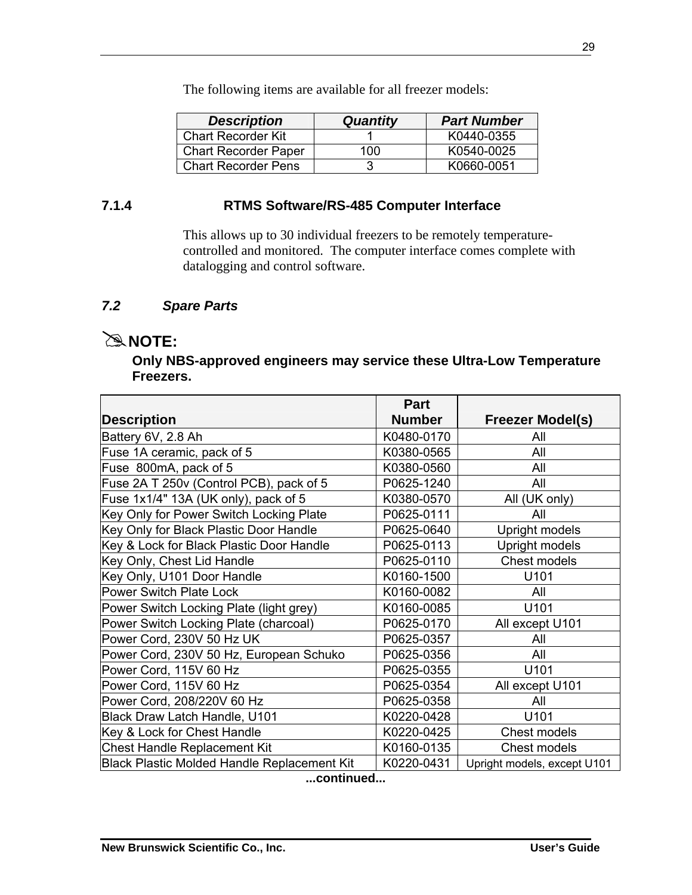The following items are available for all freezer models:

| Description | Quantity | Part Number |
|---|---|---|
| Chart Recorder Kit | 1 | K0440-0355 |
| Chart Recorder Paper | 100 | K0540-0025 |
| Chart Recorder Pens | 3 | K0660-0051 |

### 7.1.4 RTMS Software/RS-485 Computer Interface

This allows up to 30 individual freezers to be remotely temperature-controlled and monitored. The computer interface comes complete with datalogging and control software.

## *7.2 Spare Parts*

✎**NOTE:**

**Only NBS-approved engineers may service these Ultra-Low Temperature Freezers.**

| Description | Part Number | Freezer Model(s) |
|---|---|---|
| Battery 6V, 2.8 Ah | K0480-0170 | All |
| Fuse 1A ceramic, pack of 5 | K0380-0565 | All |
| Fuse 800mA, pack of 5 | K0380-0560 | All |
| Fuse 2A T 250v (Control PCB), pack of 5 | P0625-1240 | All |
| Fuse 1x1/4" 13A (UK only), pack of 5 | K0380-0570 | All (UK only) |
| Key Only for Power Switch Locking Plate | P0625-0111 | All |
| Key Only for Black Plastic Door Handle | P0625-0640 | Upright models |
| Key & Lock for Black Plastic Door Handle | P0625-0113 | Upright models |
| Key Only, Chest Lid Handle | P0625-0110 | Chest models |
| Key Only, U101 Door Handle | K0160-1500 | U101 |
| Power Switch Plate Lock | K0160-0082 | All |
| Power Switch Locking Plate (light grey) | K0160-0085 | U101 |
| Power Switch Locking Plate (charcoal) | P0625-0170 | All except U101 |
| Power Cord, 230V 50 Hz UK | P0625-0357 | All |
| Power Cord, 230V 50 Hz, European Schuko | P0625-0356 | All |
| Power Cord, 115V 60 Hz | P0625-0355 | U101 |
| Power Cord, 115V 60 Hz | P0625-0354 | All except U101 |
| Power Cord, 208/220V 60 Hz | P0625-0358 | All |
| Black Draw Latch Handle, U101 | K0220-0428 | U101 |
| Key & Lock for Chest Handle | K0220-0425 | Chest models |
| Chest Handle Replacement Kit | K0160-0135 | Chest models |
| Black Plastic Molded Handle Replacement Kit | K0220-0431 | Upright models, except U101 |

**...continued...**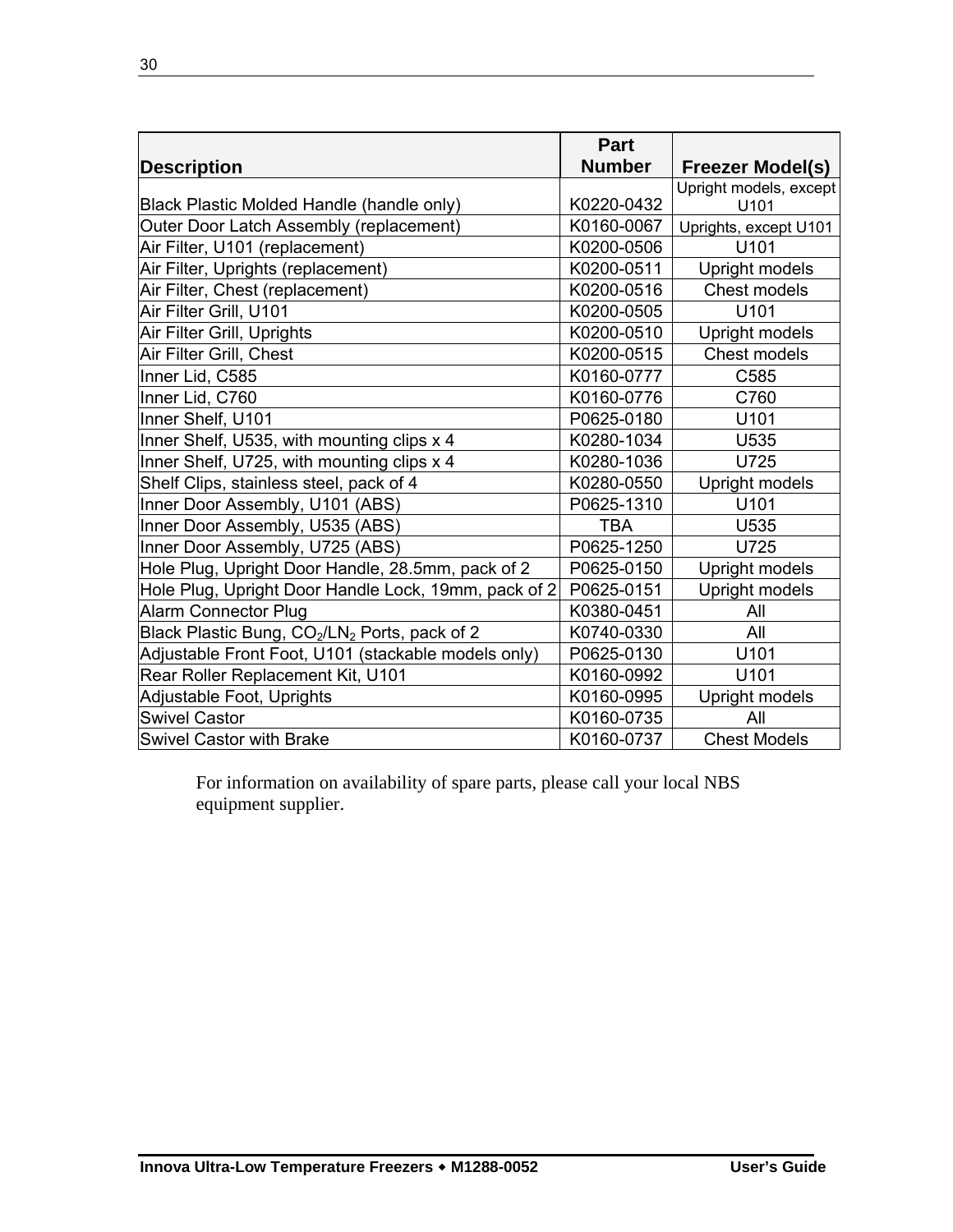| Description | Part Number | Freezer Model(s) |
|---|---|---|
| Black Plastic Molded Handle (handle only) | K0220-0432 | Upright models, except U101 |
| Outer Door Latch Assembly (replacement) | K0160-0067 | Uprights, except U101 |
| Air Filter, U101 (replacement) | K0200-0506 | U101 |
| Air Filter, Uprights (replacement) | K0200-0511 | Upright models |
| Air Filter, Chest (replacement) | K0200-0516 | Chest models |
| Air Filter Grill, U101 | K0200-0505 | U101 |
| Air Filter Grill, Uprights | K0200-0510 | Upright models |
| Air Filter Grill, Chest | K0200-0515 | Chest models |
| Inner Lid, C585 | K0160-0777 | C585 |
| Inner Lid, C760 | K0160-0776 | C760 |
| Inner Shelf, U101 | P0625-0180 | U101 |
| Inner Shelf, U535, with mounting clips x 4 | K0280-1034 | U535 |
| Inner Shelf, U725, with mounting clips x 4 | K0280-1036 | U725 |
| Shelf Clips, stainless steel, pack of 4 | K0280-0550 | Upright models |
| Inner Door Assembly, U101 (ABS) | P0625-1310 | U101 |
| Inner Door Assembly, U535 (ABS) | TBA | U535 |
| Inner Door Assembly, U725 (ABS) | P0625-1250 | U725 |
| Hole Plug, Upright Door Handle, 28.5mm, pack of 2 | P0625-0150 | Upright models |
| Hole Plug, Upright Door Handle Lock, 19mm, pack of 2 | P0625-0151 | Upright models |
| Alarm Connector Plug | K0380-0451 | All |
| Black Plastic Bung, $CO_2$/$LN_2$ Ports, pack of 2 | K0740-0330 | All |
| Adjustable Front Foot, U101 (stackable models only) | P0625-0130 | U101 |
| Rear Roller Replacement Kit, U101 | K0160-0992 | U101 |
| Adjustable Foot, Uprights | K0160-0995 | Upright models |
| Swivel Castor | K0160-0735 | All |
| Swivel Castor with Brake | K0160-0737 | Chest Models |

For information on availability of spare parts, please call your local NBS equipment supplier.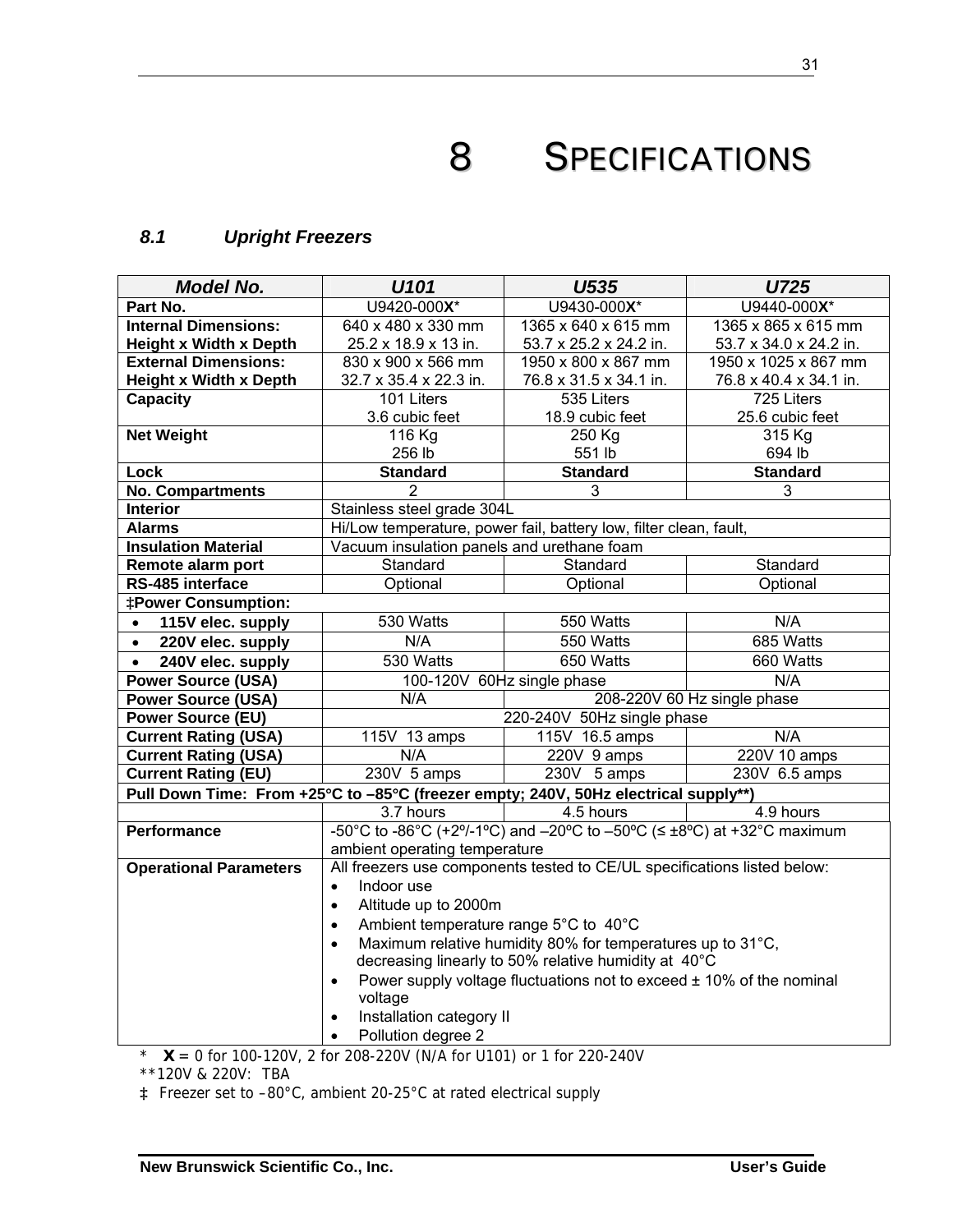# 8 SPECIFICATIONS

### 8.1 Upright Freezers

| Model No. | U101 | U535 | U725 |
|---|---|---|---|
| **Part No.** | U9420-000**X*** | U9430-000**X*** | U9440-000**X*** |
| **Internal Dimensions: Height x Width x Depth** | 640 x 480 x 330 mm<br>25.2 x 18.9 x 13 in. | 1365 x 640 x 615 mm<br>53.7 x 25.2 x 24.2 in. | 1365 x 865 x 615 mm<br>53.7 x 34.0 x 24.2 in. |
| **External Dimensions: Height x Width x Depth** | 830 x 900 x 566 mm<br>32.7 x 35.4 x 22.3 in. | 1950 x 800 x 867 mm<br>76.8 x 31.5 x 34.1 in. | 1950 x 1025 x 867 mm<br>76.8 x 40.4 x 34.1 in. |
| **Capacity** | 101 Liters<br>3.6 cubic feet | 535 Liters<br>18.9 cubic feet | 725 Liters<br>25.6 cubic feet |
| **Net Weight** | 116 Kg<br>256 lb | 250 Kg<br>551 lb | 315 Kg<br>694 lb |
| **Lock** | **Standard** | **Standard** | **Standard** |
| **No. Compartments** | 2 | 3 | 3 |
| **Interior** | Stainless steel grade 304L | | |
| **Alarms** | Hi/Low temperature, power fail, battery low, filter clean, fault, | | |
| **Insulation Material** | Vacuum insulation panels and urethane foam | | |
| **Remote alarm port** | Standard | Standard | Standard |
| **RS-485 interface** | Optional | Optional | Optional |
| **‡Power Consumption:** | | | |
| • **115V elec. supply** | 530 Watts | 550 Watts | N/A |
| • **220V elec. supply** | N/A | 550 Watts | 685 Watts |
| • **240V elec. supply** | 530 Watts | 650 Watts | 660 Watts |
| **Power Source (USA)** | 100-120V 60Hz single phase | | N/A |
| **Power Source (USA)** | N/A | 208-220V 60 Hz single phase | |
| **Power Source (EU)** | 220-240V 50Hz single phase | | |
| **Current Rating (USA)** | 115V 13 amps | 115V 16.5 amps | N/A |
| **Current Rating (USA)** | N/A | 220V 9 amps | 220V 10 amps |
| **Current Rating (EU)** | 230V 5 amps | 230V 5 amps | 230V 6.5 amps |
| **Pull Down Time: From +25°C to –85°C (freezer empty; 240V, 50Hz electrical supply**)** | | | |
| | 3.7 hours | 4.5 hours | 4.9 hours |
| **Performance** | -50°C to -86°C (+2º/-1ºC) and –20ºC to –50ºC (≤ ±8ºC) at +32°C maximum ambient operating temperature | | |
| **Operational Parameters** | All freezers use components tested to CE/UL specifications listed below:<br>• Indoor use<br>• Altitude up to 2000m<br>• Ambient temperature range 5°C to 40°C<br>• Maximum relative humidity 80% for temperatures up to 31°C, decreasing linearly to 50% relative humidity at 40°C<br>• Power supply voltage fluctuations not to exceed ± 10% of the nominal voltage<br>• Installation category II<br>• Pollution degree 2 | | |

\* **X** = 0 for 100-120V, 2 for 208-220V (N/A for U101) or 1 for 220-240V

**120V & 220V: TBA

‡ Freezer set to –80°C, ambient 20-25°C at rated electrical supply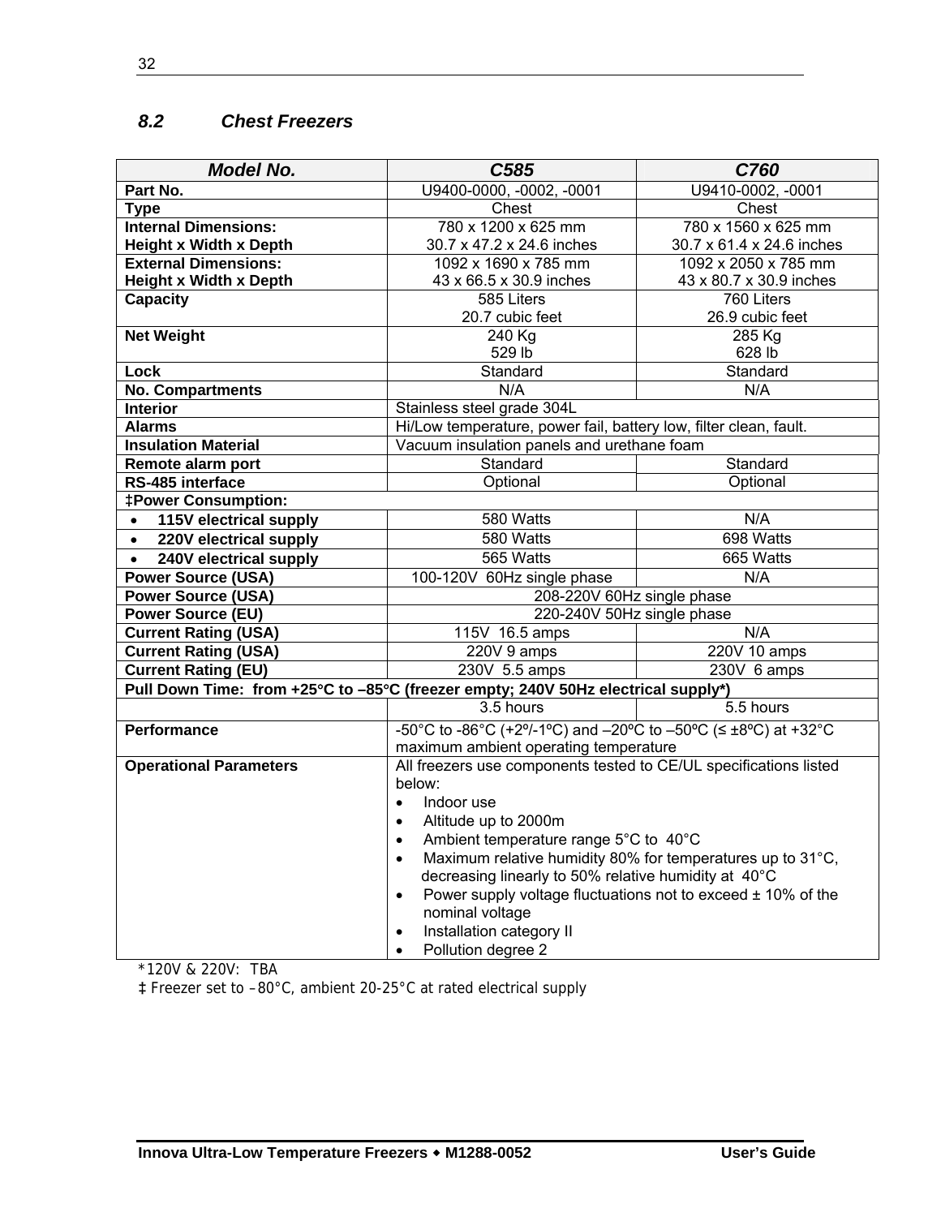## 8.2 Chest Freezers

| ***Model No.*** | ***C585*** | ***C760*** |
|---|---|---|
| **Part No.** | U9400-0000, -0002, -0001 | U9410-0002, -0001 |
| **Type** | Chest | Chest |
| **Internal Dimensions: Height x Width x Depth** | 780 x 1200 x 625 mm<br>30.7 x 47.2 x 24.6 inches | 780 x 1560 x 625 mm<br>30.7 x 61.4 x 24.6 inches |
| **External Dimensions: Height x Width x Depth** | 1092 x 1690 x 785 mm<br>43 x 66.5 x 30.9 inches | 1092 x 2050 x 785 mm<br>43 x 80.7 x 30.9 inches |
| **Capacity** | 585 Liters<br>20.7 cubic feet | 760 Liters<br>26.9 cubic feet |
| **Net Weight** | 240 Kg<br>529 lb | 285 Kg<br>628 lb |
| **Lock** | Standard | Standard |
| **No. Compartments** | N/A | N/A |
| **Interior** | Stainless steel grade 304L | |
| **Alarms** | Hi/Low temperature, power fail, battery low, filter clean, fault. | |
| **Insulation Material** | Vacuum insulation panels and urethane foam | |
| **Remote alarm port** | Standard | Standard |
| **RS-485 interface** | Optional | Optional |
| **‡Power Consumption:** | | |
| • **115V electrical supply** | 580 Watts | N/A |
| • **220V electrical supply** | 580 Watts | 698 Watts |
| • **240V electrical supply** | 565 Watts | 665 Watts |
| **Power Source (USA)** | 100-120V 60Hz single phase | N/A |
| **Power Source (USA)** | 208-220V 60Hz single phase | |
| **Power Source (EU)** | 220-240V 50Hz single phase | |
| **Current Rating (USA)** | 115V 16.5 amps | N/A |
| **Current Rating (USA)** | 220V 9 amps | 220V 10 amps |
| **Current Rating (EU)** | 230V 5.5 amps | 230V 6 amps |
| **Pull Down Time: from +25°C to –85°C (freezer empty; 240V 50Hz electrical supply\*)** | | |
| | 3.5 hours | 5.5 hours |
| **Performance** | -50°C to -86°C (+2º/-1ºC) and –20ºC to –50ºC (≤ ±8ºC) at +32°C maximum ambient operating temperature | |
| **Operational Parameters** | All freezers use components tested to CE/UL specifications listed below:<br>• Indoor use<br>• Altitude up to 2000m<br>• Ambient temperature range 5°C to 40°C<br>• Maximum relative humidity 80% for temperatures up to 31°C, decreasing linearly to 50% relative humidity at 40°C<br>• Power supply voltage fluctuations not to exceed ± 10% of the nominal voltage<br>• Installation category II<br>• Pollution degree 2 | |

*120V & 220V: TBA

‡ Freezer set to –80°C, ambient 20-25°C at rated electrical supply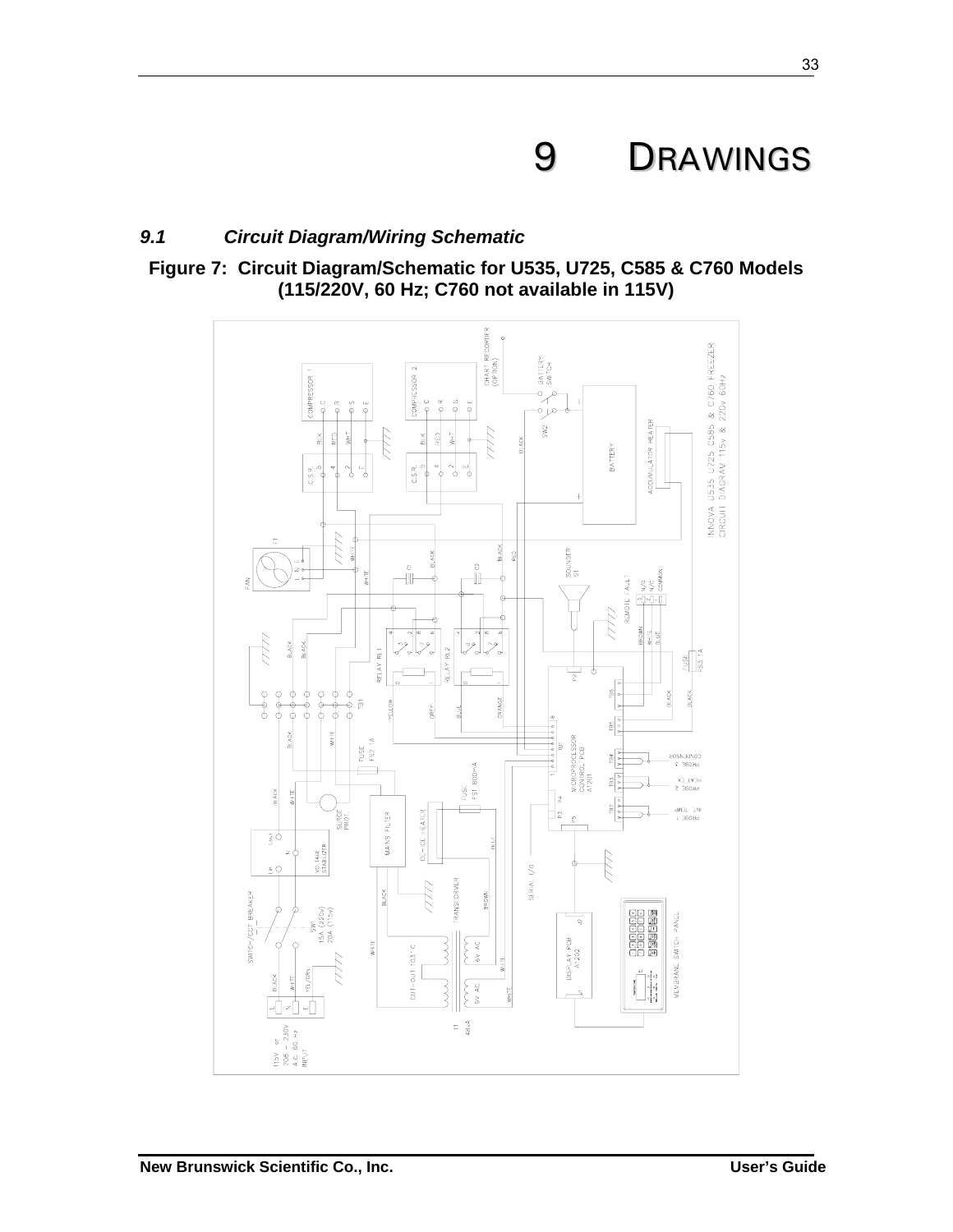# 9 DRAWINGS

### *9.1 Circuit Diagram/Wiring Schematic*

**Figure 7: Circuit Diagram/Schematic for U535, U725, C585 & C760 Models (115/220V, 60 Hz; C760 not available in 115V)**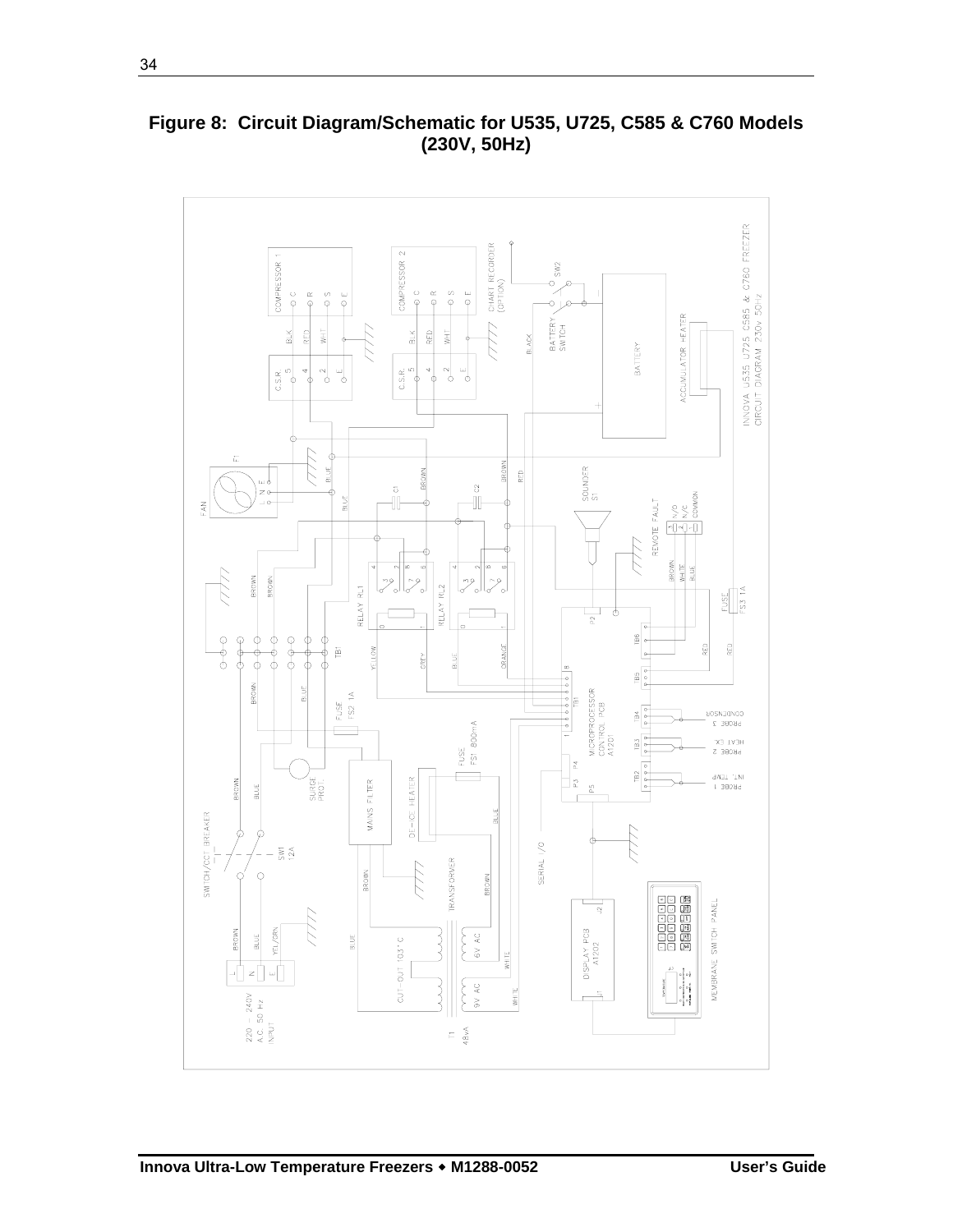**Figure 8: Circuit Diagram/Schematic for U535, U725, C585 & C760 Models (230V, 50Hz)**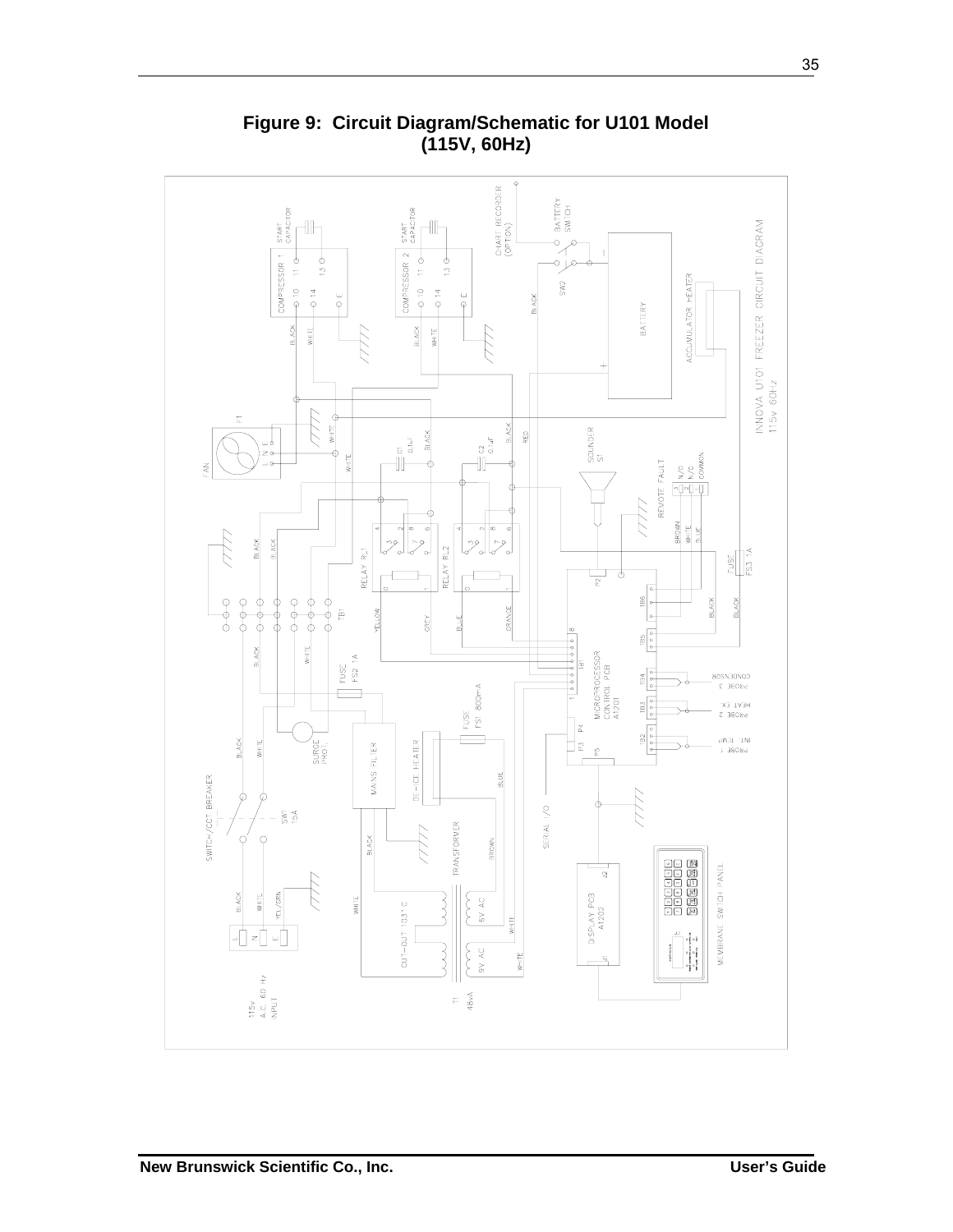# Figure 9: Circuit Diagram/Schematic for U101 Model (115V, 60Hz)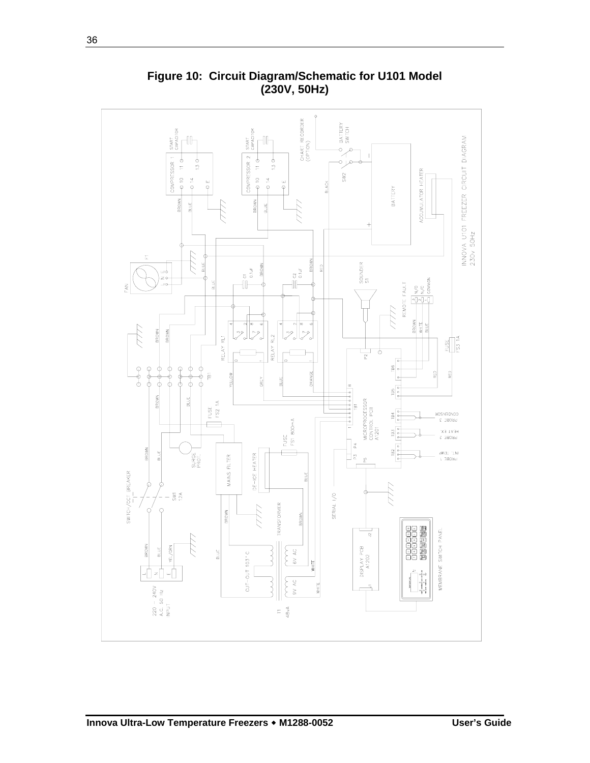**Figure 10: Circuit Diagram/Schematic for U101 Model (230V, 50Hz)**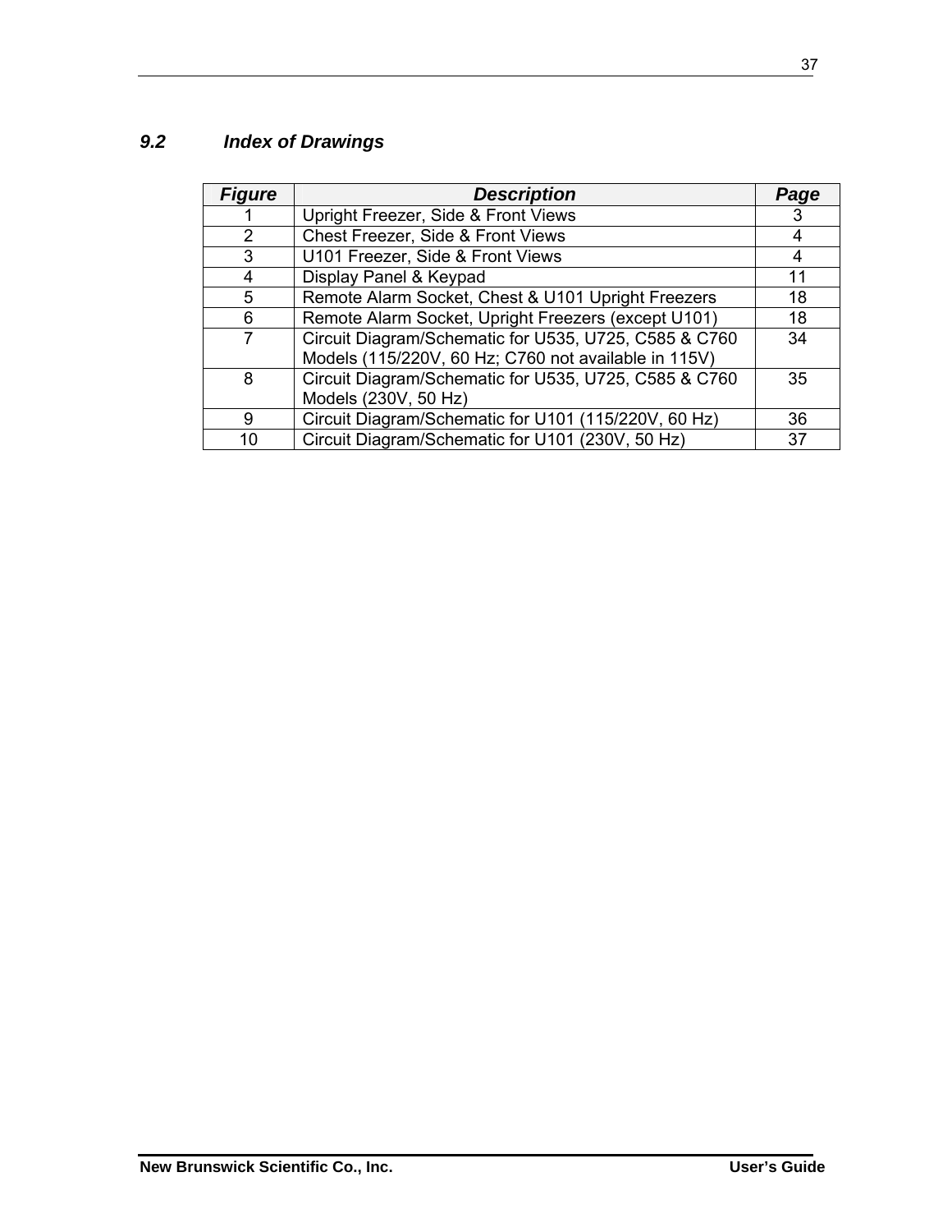## *9.2 Index of Drawings*

| Figure | Description | Page |
|---|---|---|
| 1 | Upright Freezer, Side & Front Views | 3 |
| 2 | Chest Freezer, Side & Front Views | 4 |
| 3 | U101 Freezer, Side & Front Views | 4 |
| 4 | Display Panel & Keypad | 11 |
| 5 | Remote Alarm Socket, Chest & U101 Upright Freezers | 18 |
| 6 | Remote Alarm Socket, Upright Freezers (except U101) | 18 |
| 7 | Circuit Diagram/Schematic for U535, U725, C585 & C760 Models (115/220V, 60 Hz; C760 not available in 115V) | 34 |
| 8 | Circuit Diagram/Schematic for U535, U725, C585 & C760 Models (230V, 50 Hz) | 35 |
| 9 | Circuit Diagram/Schematic for U101 (115/220V, 60 Hz) | 36 |
| 10 | Circuit Diagram/Schematic for U101 (230V, 50 Hz) | 37 |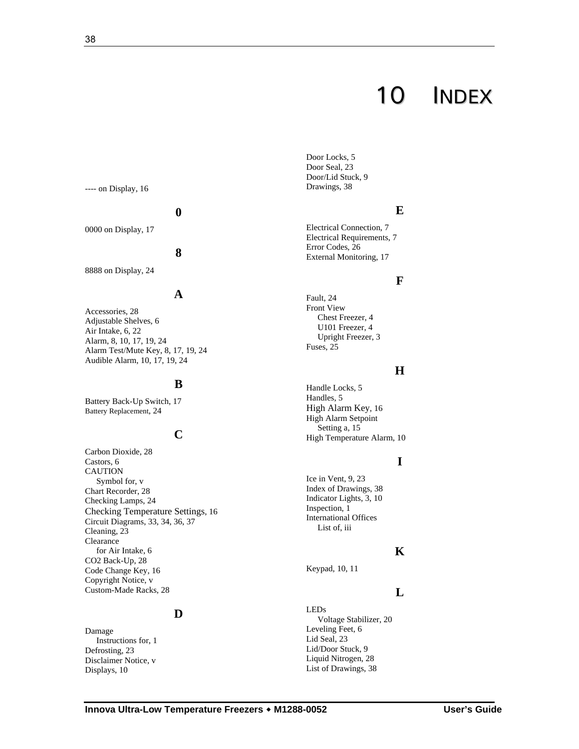# 10 INDEX

---- on Display, 16

**0**

0000 on Display, 17

**8**

8888 on Display, 24

**A**

Accessories, 28
Adjustable Shelves, 6
Air Intake, 6, 22
Alarm, 8, 10, 17, 19, 24
Alarm Test/Mute Key, 8, 17, 19, 24
Audible Alarm, 10, 17, 19, 24

**B**

Battery Back-Up Switch, 17
Battery Replacement, 24

**C**

Carbon Dioxide, 28
Castors, 6
CAUTION
  Symbol for, v
Chart Recorder, 28
Checking Lamps, 24
Checking Temperature Settings, 16
Circuit Diagrams, 33, 34, 36, 37
Cleaning, 23
Clearance
  for Air Intake, 6
CO2 Back-Up, 28
Code Change Key, 16
Copyright Notice, v
Custom-Made Racks, 28

**D**

Damage
  Instructions for, 1
Defrosting, 23
Disclaimer Notice, v
Displays, 10
Door Locks, 5
Door Seal, 23
Door/Lid Stuck, 9
Drawings, 38

**E**

Electrical Connection, 7
Electrical Requirements, 7
Error Codes, 26
External Monitoring, 17

**F**

Fault, 24
Front View
  Chest Freezer, 4
  U101 Freezer, 4
  Upright Freezer, 3
Fuses, 25

**H**

Handle Locks, 5
Handles, 5
High Alarm Key, 16
High Alarm Setpoint
  Setting a, 15
High Temperature Alarm, 10

**I**

Ice in Vent, 9, 23
Index of Drawings, 38
Indicator Lights, 3, 10
Inspection, 1
International Offices
  List of, iii

**K**

Keypad, 10, 11

**L**

LEDs
  Voltage Stabilizer, 20
Leveling Feet, 6
Lid Seal, 23
Lid/Door Stuck, 9
Liquid Nitrogen, 28
List of Drawings, 38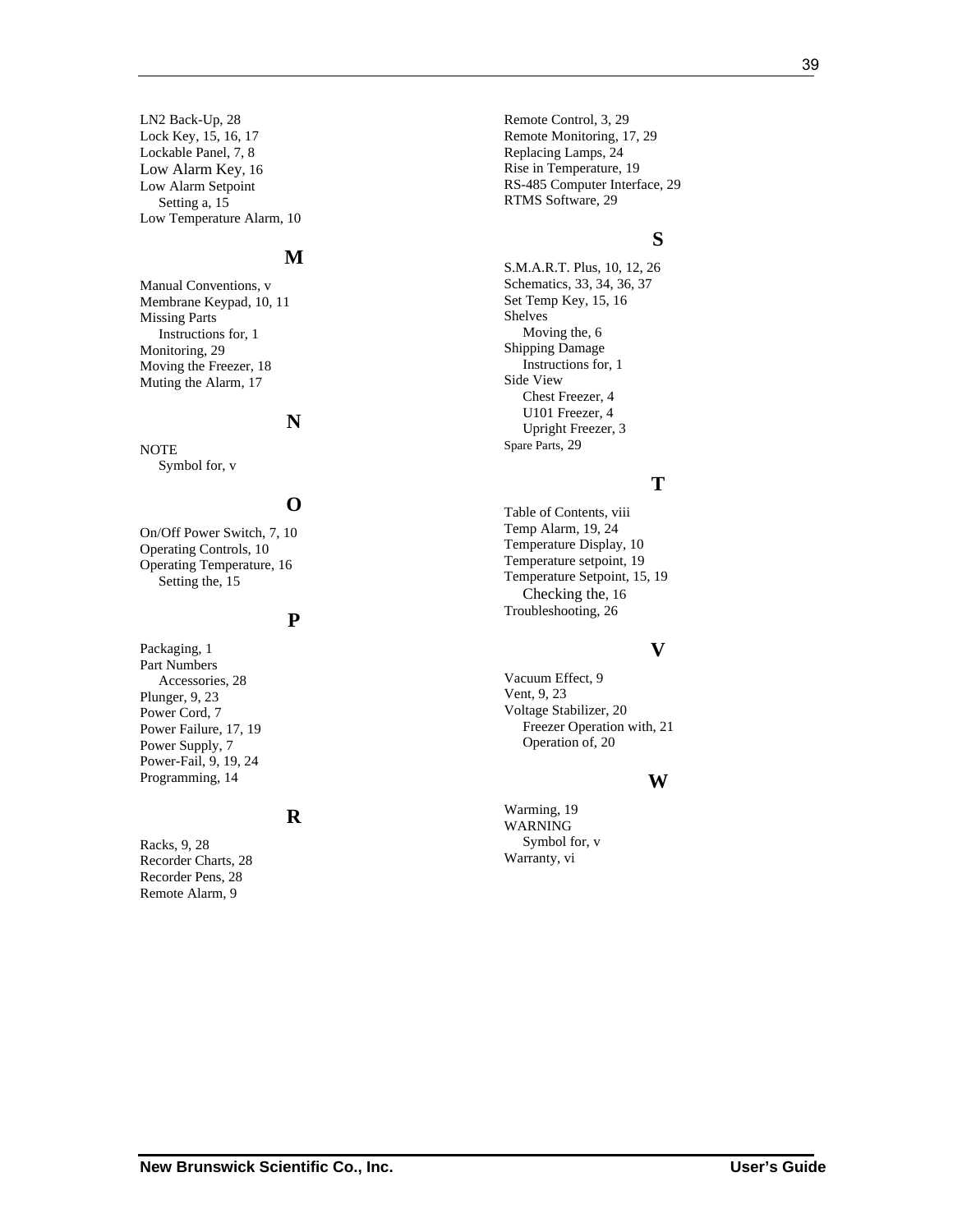LN2 Back-Up, 28
Lock Key, 15, 16, 17
Lockable Panel, 7, 8
Low Alarm Key, 16
Low Alarm Setpoint
  Setting a, 15
Low Temperature Alarm, 10

## M

Manual Conventions, v
Membrane Keypad, 10, 11
Missing Parts
  Instructions for, 1
Monitoring, 29
Moving the Freezer, 18
Muting the Alarm, 17

## N

NOTE
  Symbol for, v

## O

On/Off Power Switch, 7, 10
Operating Controls, 10
Operating Temperature, 16
  Setting the, 15

## P

Packaging, 1
Part Numbers
  Accessories, 28
Plunger, 9, 23
Power Cord, 7
Power Failure, 17, 19
Power Supply, 7
Power-Fail, 9, 19, 24
Programming, 14

## R

Racks, 9, 28
Recorder Charts, 28
Recorder Pens, 28
Remote Alarm, 9
Remote Control, 3, 29
Remote Monitoring, 17, 29
Replacing Lamps, 24
Rise in Temperature, 19
RS-485 Computer Interface, 29
RTMS Software, 29

## S

S.M.A.R.T. Plus, 10, 12, 26
Schematics, 33, 34, 36, 37
Set Temp Key, 15, 16
Shelves
  Moving the, 6
Shipping Damage
  Instructions for, 1
Side View
  Chest Freezer, 4
  U101 Freezer, 4
  Upright Freezer, 3
Spare Parts, 29

## T

Table of Contents, viii
Temp Alarm, 19, 24
Temperature Display, 10
Temperature setpoint, 19
Temperature Setpoint, 15, 19
  Checking the, 16
Troubleshooting, 26

## V

Vacuum Effect, 9
Vent, 9, 23
Voltage Stabilizer, 20
  Freezer Operation with, 21
  Operation of, 20

## W

Warming, 19
WARNING
  Symbol for, v
Warranty, vi